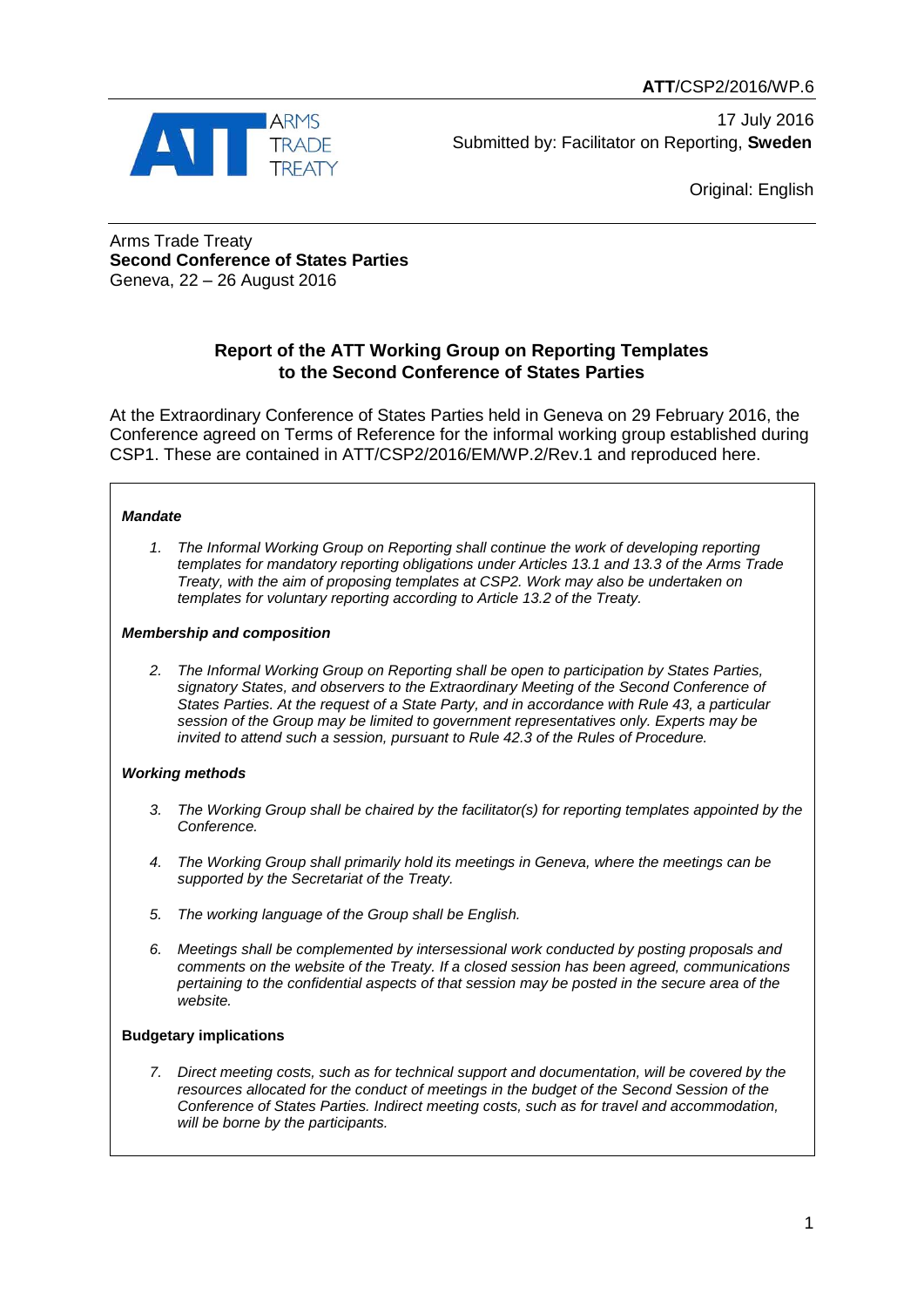**ATT**/CSP2/2016/WP.6

17 July 2016
Submitted by: Facilitator on Reporting, **Sweden**

Original: English

Arms Trade Treaty
**Second Conference of States Parties**
Geneva, 22 – 26 August 2016

## Report of the ATT Working Group on Reporting Templates to the Second Conference of States Parties

At the Extraordinary Conference of States Parties held in Geneva on 29 February 2016, the Conference agreed on Terms of Reference for the informal working group established during CSP1. These are contained in ATT/CSP2/2016/EM/WP.2/Rev.1 and reproduced here.

***Mandate***

1. *The Informal Working Group on Reporting shall continue the work of developing reporting templates for mandatory reporting obligations under Articles 13.1 and 13.3 of the Arms Trade Treaty, with the aim of proposing templates at CSP2. Work may also be undertaken on templates for voluntary reporting according to Article 13.2 of the Treaty.*

***Membership and composition***

2. *The Informal Working Group on Reporting shall be open to participation by States Parties, signatory States, and observers to the Extraordinary Meeting of the Second Conference of States Parties. At the request of a State Party, and in accordance with Rule 43, a particular session of the Group may be limited to government representatives only. Experts may be invited to attend such a session, pursuant to Rule 42.3 of the Rules of Procedure.*

***Working methods***

3. *The Working Group shall be chaired by the facilitator(s) for reporting templates appointed by the Conference.*

4. *The Working Group shall primarily hold its meetings in Geneva, where the meetings can be supported by the Secretariat of the Treaty.*

5. *The working language of the Group shall be English.*

6. *Meetings shall be complemented by intersessional work conducted by posting proposals and comments on the website of the Treaty. If a closed session has been agreed, communications pertaining to the confidential aspects of that session may be posted in the secure area of the website.*

**Budgetary implications**

7. *Direct meeting costs, such as for technical support and documentation, will be covered by the resources allocated for the conduct of meetings in the budget of the Second Session of the Conference of States Parties. Indirect meeting costs, such as for travel and accommodation, will be borne by the participants.*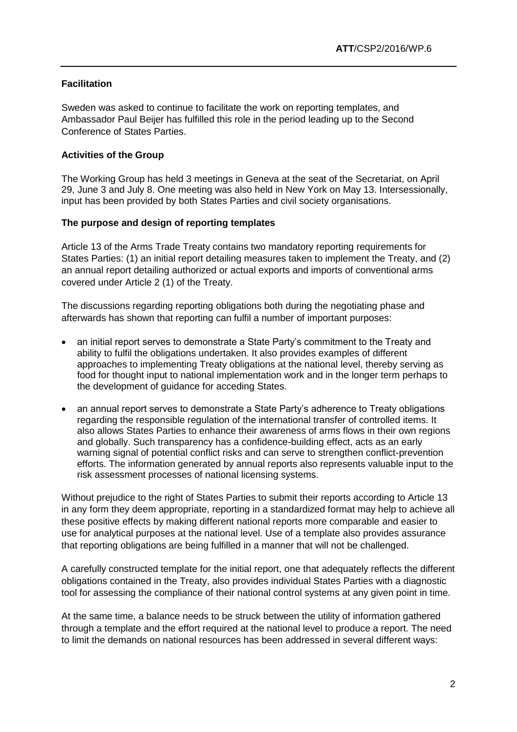**Facilitation**

Sweden was asked to continue to facilitate the work on reporting templates, and Ambassador Paul Beijer has fulfilled this role in the period leading up to the Second Conference of States Parties.

**Activities of the Group**

The Working Group has held 3 meetings in Geneva at the seat of the Secretariat, on April 29, June 3 and July 8. One meeting was also held in New York on May 13. Intersessionally, input has been provided by both States Parties and civil society organisations.

**The purpose and design of reporting templates**

Article 13 of the Arms Trade Treaty contains two mandatory reporting requirements for States Parties: (1) an initial report detailing measures taken to implement the Treaty, and (2) an annual report detailing authorized or actual exports and imports of conventional arms covered under Article 2 (1) of the Treaty.

The discussions regarding reporting obligations both during the negotiating phase and afterwards has shown that reporting can fulfil a number of important purposes:

- an initial report serves to demonstrate a State Party's commitment to the Treaty and ability to fulfil the obligations undertaken. It also provides examples of different approaches to implementing Treaty obligations at the national level, thereby serving as food for thought input to national implementation work and in the longer term perhaps to the development of guidance for acceding States.
- an annual report serves to demonstrate a State Party's adherence to Treaty obligations regarding the responsible regulation of the international transfer of controlled items. It also allows States Parties to enhance their awareness of arms flows in their own regions and globally. Such transparency has a confidence-building effect, acts as an early warning signal of potential conflict risks and can serve to strengthen conflict-prevention efforts. The information generated by annual reports also represents valuable input to the risk assessment processes of national licensing systems.

Without prejudice to the right of States Parties to submit their reports according to Article 13 in any form they deem appropriate, reporting in a standardized format may help to achieve all these positive effects by making different national reports more comparable and easier to use for analytical purposes at the national level. Use of a template also provides assurance that reporting obligations are being fulfilled in a manner that will not be challenged.

A carefully constructed template for the initial report, one that adequately reflects the different obligations contained in the Treaty, also provides individual States Parties with a diagnostic tool for assessing the compliance of their national control systems at any given point in time.

At the same time, a balance needs to be struck between the utility of information gathered through a template and the effort required at the national level to produce a report. The need to limit the demands on national resources has been addressed in several different ways: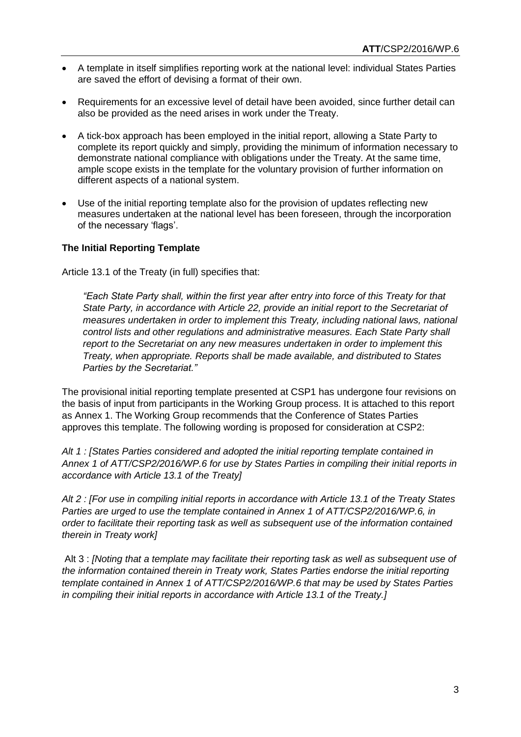- A template in itself simplifies reporting work at the national level: individual States Parties are saved the effort of devising a format of their own.
- Requirements for an excessive level of detail have been avoided, since further detail can also be provided as the need arises in work under the Treaty.
- A tick-box approach has been employed in the initial report, allowing a State Party to complete its report quickly and simply, providing the minimum of information necessary to demonstrate national compliance with obligations under the Treaty. At the same time, ample scope exists in the template for the voluntary provision of further information on different aspects of a national system.
- Use of the initial reporting template also for the provision of updates reflecting new measures undertaken at the national level has been foreseen, through the incorporation of the necessary 'flags'.

**The Initial Reporting Template**

Article 13.1 of the Treaty (in full) specifies that:

> *"Each State Party shall, within the first year after entry into force of this Treaty for that State Party, in accordance with Article 22, provide an initial report to the Secretariat of measures undertaken in order to implement this Treaty, including national laws, national control lists and other regulations and administrative measures. Each State Party shall report to the Secretariat on any new measures undertaken in order to implement this Treaty, when appropriate. Reports shall be made available, and distributed to States Parties by the Secretariat."*

The provisional initial reporting template presented at CSP1 has undergone four revisions on the basis of input from participants in the Working Group process. It is attached to this report as Annex 1. The Working Group recommends that the Conference of States Parties approves this template. The following wording is proposed for consideration at CSP2:

*Alt 1 : [States Parties considered and adopted the initial reporting template contained in Annex 1 of ATT/CSP2/2016/WP.6 for use by States Parties in compiling their initial reports in accordance with Article 13.1 of the Treaty]*

*Alt 2 : [For use in compiling initial reports in accordance with Article 13.1 of the Treaty States Parties are urged to use the template contained in Annex 1 of ATT/CSP2/2016/WP.6, in order to facilitate their reporting task as well as subsequent use of the information contained therein in Treaty work]*

Alt 3 : *[Noting that a template may facilitate their reporting task as well as subsequent use of the information contained therein in Treaty work, States Parties endorse the initial reporting template contained in Annex 1 of ATT/CSP2/2016/WP.6 that may be used by States Parties in compiling their initial reports in accordance with Article 13.1 of the Treaty.]*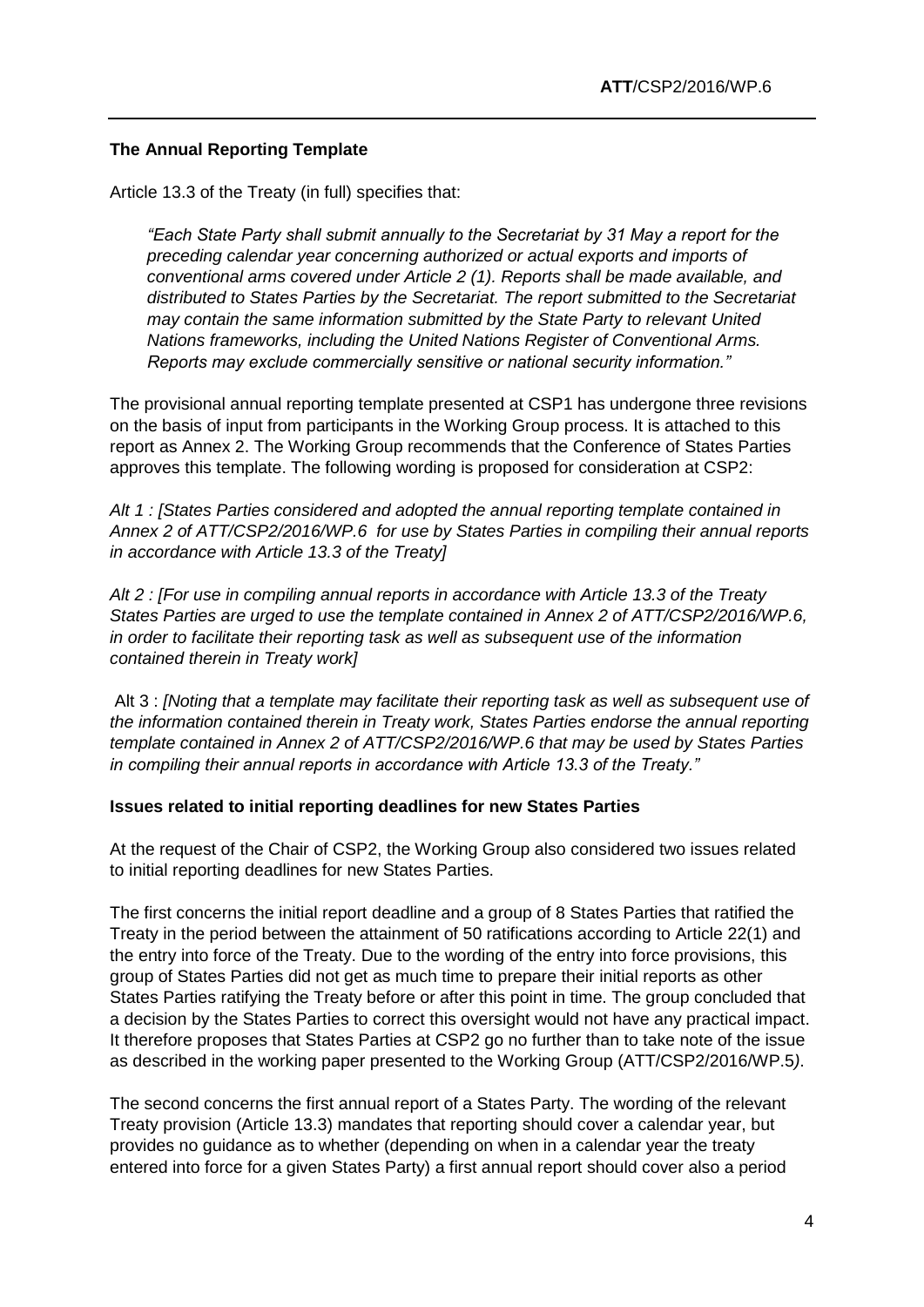**The Annual Reporting Template**

Article 13.3 of the Treaty (in full) specifies that:

> *"Each State Party shall submit annually to the Secretariat by 31 May a report for the preceding calendar year concerning authorized or actual exports and imports of conventional arms covered under Article 2 (1). Reports shall be made available, and distributed to States Parties by the Secretariat. The report submitted to the Secretariat may contain the same information submitted by the State Party to relevant United Nations frameworks, including the United Nations Register of Conventional Arms. Reports may exclude commercially sensitive or national security information."*

The provisional annual reporting template presented at CSP1 has undergone three revisions on the basis of input from participants in the Working Group process. It is attached to this report as Annex 2. The Working Group recommends that the Conference of States Parties approves this template. The following wording is proposed for consideration at CSP2:

*Alt 1 : [States Parties considered and adopted the annual reporting template contained in Annex 2 of ATT/CSP2/2016/WP.6 for use by States Parties in compiling their annual reports in accordance with Article 13.3 of the Treaty]*

*Alt 2 : [For use in compiling annual reports in accordance with Article 13.3 of the Treaty States Parties are urged to use the template contained in Annex 2 of ATT/CSP2/2016/WP.6, in order to facilitate their reporting task as well as subsequent use of the information contained therein in Treaty work]*

Alt 3 : *[Noting that a template may facilitate their reporting task as well as subsequent use of the information contained therein in Treaty work, States Parties endorse the annual reporting template contained in Annex 2 of ATT/CSP2/2016/WP.6 that may be used by States Parties in compiling their annual reports in accordance with Article 13.3 of the Treaty."*

**Issues related to initial reporting deadlines for new States Parties**

At the request of the Chair of CSP2, the Working Group also considered two issues related to initial reporting deadlines for new States Parties.

The first concerns the initial report deadline and a group of 8 States Parties that ratified the Treaty in the period between the attainment of 50 ratifications according to Article 22(1) and the entry into force of the Treaty. Due to the wording of the entry into force provisions, this group of States Parties did not get as much time to prepare their initial reports as other States Parties ratifying the Treaty before or after this point in time. The group concluded that a decision by the States Parties to correct this oversight would not have any practical impact. It therefore proposes that States Parties at CSP2 go no further than to take note of the issue as described in the working paper presented to the Working Group (ATT/CSP2/2016/WP.5).

The second concerns the first annual report of a States Party. The wording of the relevant Treaty provision (Article 13.3) mandates that reporting should cover a calendar year, but provides no guidance as to whether (depending on when in a calendar year the treaty entered into force for a given States Party) a first annual report should cover also a period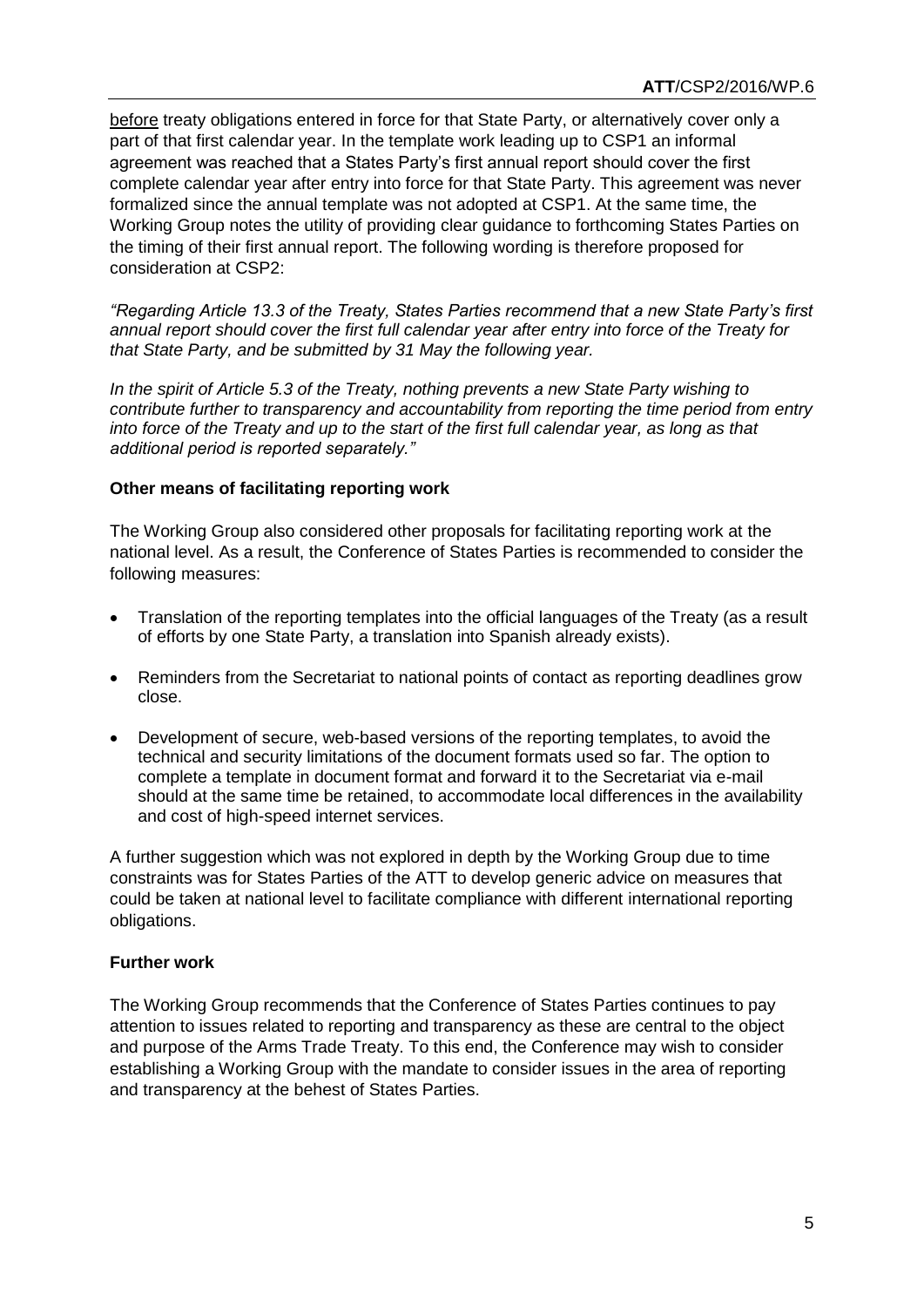before treaty obligations entered in force for that State Party, or alternatively cover only a part of that first calendar year. In the template work leading up to CSP1 an informal agreement was reached that a States Party's first annual report should cover the first complete calendar year after entry into force for that State Party. This agreement was never formalized since the annual template was not adopted at CSP1. At the same time, the Working Group notes the utility of providing clear guidance to forthcoming States Parties on the timing of their first annual report. The following wording is therefore proposed for consideration at CSP2:

*"Regarding Article 13.3 of the Treaty, States Parties recommend that a new State Party's first annual report should cover the first full calendar year after entry into force of the Treaty for that State Party, and be submitted by 31 May the following year.*

*In the spirit of Article 5.3 of the Treaty, nothing prevents a new State Party wishing to contribute further to transparency and accountability from reporting the time period from entry into force of the Treaty and up to the start of the first full calendar year, as long as that additional period is reported separately."*

**Other means of facilitating reporting work**

The Working Group also considered other proposals for facilitating reporting work at the national level. As a result, the Conference of States Parties is recommended to consider the following measures:

- Translation of the reporting templates into the official languages of the Treaty (as a result of efforts by one State Party, a translation into Spanish already exists).
- Reminders from the Secretariat to national points of contact as reporting deadlines grow close.
- Development of secure, web-based versions of the reporting templates, to avoid the technical and security limitations of the document formats used so far. The option to complete a template in document format and forward it to the Secretariat via e-mail should at the same time be retained, to accommodate local differences in the availability and cost of high-speed internet services.

A further suggestion which was not explored in depth by the Working Group due to time constraints was for States Parties of the ATT to develop generic advice on measures that could be taken at national level to facilitate compliance with different international reporting obligations.

**Further work**

The Working Group recommends that the Conference of States Parties continues to pay attention to issues related to reporting and transparency as these are central to the object and purpose of the Arms Trade Treaty. To this end, the Conference may wish to consider establishing a Working Group with the mandate to consider issues in the area of reporting and transparency at the behest of States Parties.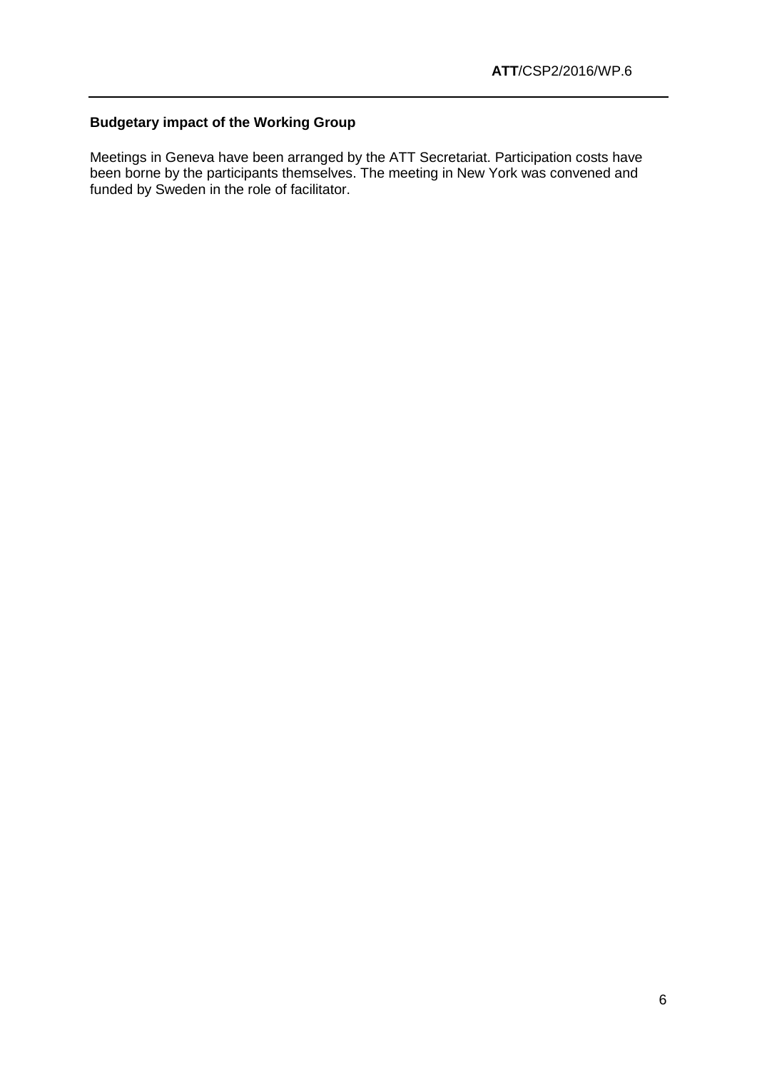**Budgetary impact of the Working Group**

Meetings in Geneva have been arranged by the ATT Secretariat. Participation costs have been borne by the participants themselves. The meeting in New York was convened and funded by Sweden in the role of facilitator.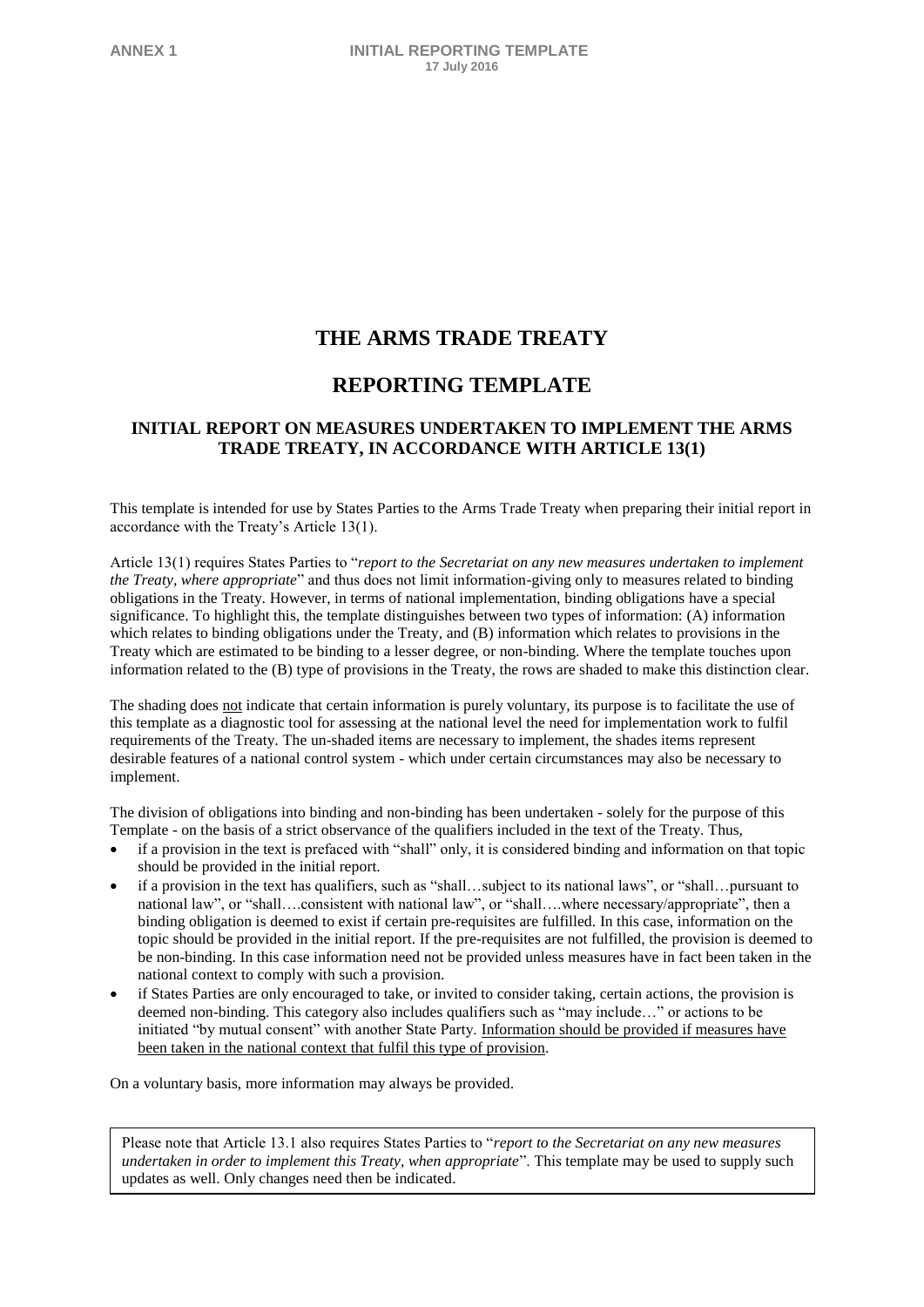# THE ARMS TRADE TREATY

# REPORTING TEMPLATE

### INITIAL REPORT ON MEASURES UNDERTAKEN TO IMPLEMENT THE ARMS TRADE TREATY, IN ACCORDANCE WITH ARTICLE 13(1)

This template is intended for use by States Parties to the Arms Trade Treaty when preparing their initial report in accordance with the Treaty's Article 13(1).

Article 13(1) requires States Parties to "*report to the Secretariat on any new measures undertaken to implement the Treaty, where appropriate*" and thus does not limit information-giving only to measures related to binding obligations in the Treaty. However, in terms of national implementation, binding obligations have a special significance. To highlight this, the template distinguishes between two types of information: (A) information which relates to binding obligations under the Treaty, and (B) information which relates to provisions in the Treaty which are estimated to be binding to a lesser degree, or non-binding. Where the template touches upon information related to the (B) type of provisions in the Treaty, the rows are shaded to make this distinction clear.

The shading does <u>not</u> indicate that certain information is purely voluntary, its purpose is to facilitate the use of this template as a diagnostic tool for assessing at the national level the need for implementation work to fulfil requirements of the Treaty. The un-shaded items are necessary to implement, the shades items represent desirable features of a national control system - which under certain circumstances may also be necessary to implement.

The division of obligations into binding and non-binding has been undertaken - solely for the purpose of this Template - on the basis of a strict observance of the qualifiers included in the text of the Treaty. Thus,

- if a provision in the text is prefaced with "shall" only, it is considered binding and information on that topic should be provided in the initial report.
- if a provision in the text has qualifiers, such as "shall…subject to its national laws", or "shall…pursuant to national law", or "shall….consistent with national law", or "shall….where necessary/appropriate", then a binding obligation is deemed to exist if certain pre-requisites are fulfilled. In this case, information on the topic should be provided in the initial report. If the pre-requisites are not fulfilled, the provision is deemed to be non-binding. In this case information need not be provided unless measures have in fact been taken in the national context to comply with such a provision.
- if States Parties are only encouraged to take, or invited to consider taking, certain actions, the provision is deemed non-binding. This category also includes qualifiers such as "may include…" or actions to be initiated "by mutual consent" with another State Party. <u>Information should be provided if measures have been taken in the national context that fulfil this type of provision</u>.

On a voluntary basis, more information may always be provided.

> Please note that Article 13.1 also requires States Parties to "*report to the Secretariat on any new measures undertaken in order to implement this Treaty, when appropriate*". This template may be used to supply such updates as well. Only changes need then be indicated.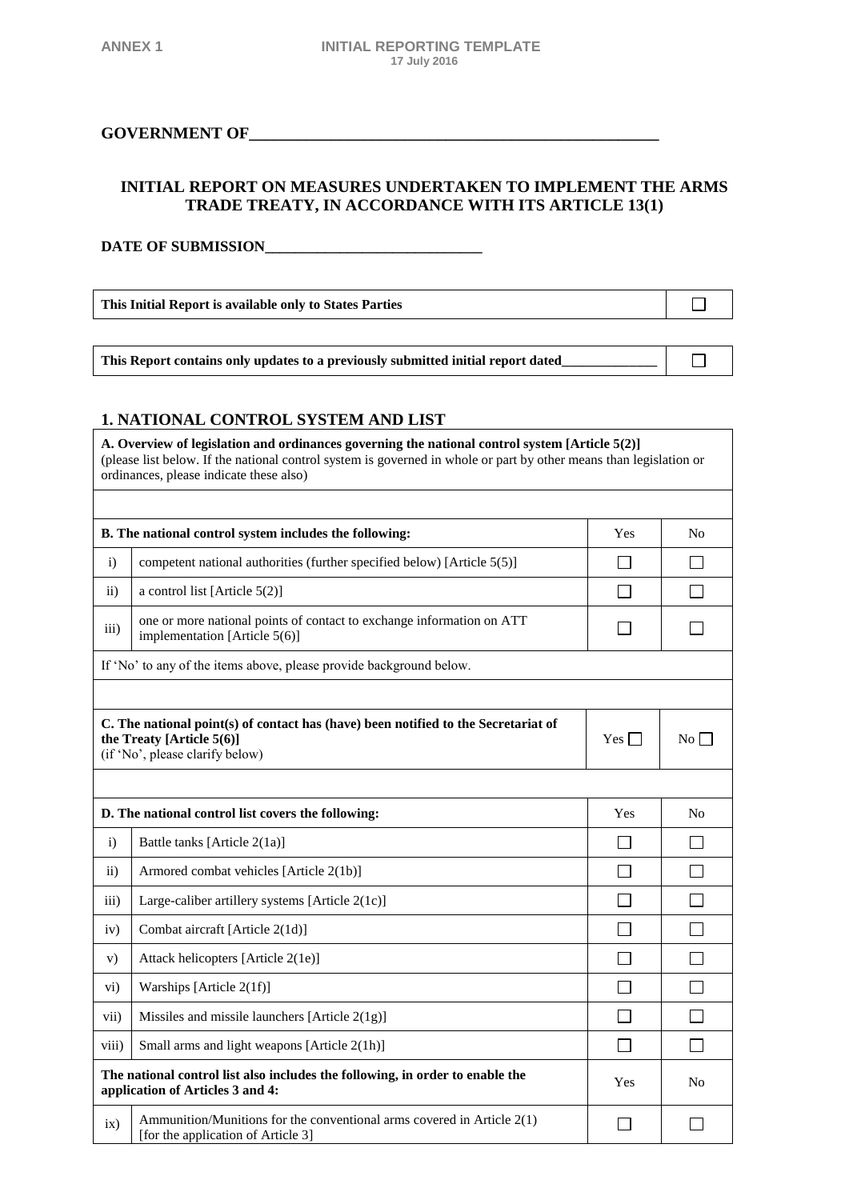ANNEX 1 INITIAL REPORTING TEMPLATE
17 July 2016

**GOVERNMENT OF\_\_\_\_\_\_\_\_\_\_\_\_\_\_\_\_\_\_\_\_\_\_\_\_\_\_\_\_\_\_\_\_\_\_\_\_\_\_\_\_\_\_\_\_\_\_\_\_\_\_\_**

## INITIAL REPORT ON MEASURES UNDERTAKEN TO IMPLEMENT THE ARMS TRADE TREATY, IN ACCORDANCE WITH ITS ARTICLE 13(1)

**DATE OF SUBMISSION\_\_\_\_\_\_\_\_\_\_\_\_\_\_\_\_\_\_\_\_\_\_\_\_\_\_\_\_**

| This Initial Report is available only to States Parties | ☐ |
|---|---|

| This Report contains only updates to a previously submitted initial report dated\_\_\_\_\_\_\_\_\_\_\_\_\_\_ | ☐ |
|---|---|

## 1. NATIONAL CONTROL SYSTEM AND LIST

| **A. Overview of legislation and ordinances governing the national control system [Article 5(2)]** (please list below. If the national control system is governed in whole or part by other means than legislation or ordinances, please indicate these also) | | | |
|---|---|---|---|
| | | | |
| **B. The national control system includes the following:** | | Yes | No |
| i) | competent national authorities (further specified below) [Article 5(5)] | ☐ | ☐ |
| ii) | a control list [Article 5(2)] | ☐ | ☐ |
| iii) | one or more national points of contact to exchange information on ATT implementation [Article 5(6)] | ☐ | ☐ |
| If 'No' to any of the items above, please provide background below. | | | |
| | | | |
| **C. The national point(s) of contact has (have) been notified to the Secretariat of the Treaty [Article 5(6)]** (if 'No', please clarify below) | | Yes ☐ | No ☐ |
| | | | |
| **D. The national control list covers the following:** | | Yes | No |
| i) | Battle tanks [Article 2(1a)] | ☐ | ☐ |
| ii) | Armored combat vehicles [Article 2(1b)] | ☐ | ☐ |
| iii) | Large-caliber artillery systems [Article 2(1c)] | ☐ | ☐ |
| iv) | Combat aircraft [Article 2(1d)] | ☐ | ☐ |
| v) | Attack helicopters [Article 2(1e)] | ☐ | ☐ |
| vi) | Warships [Article 2(1f)] | ☐ | ☐ |
| vii) | Missiles and missile launchers [Article 2(1g)] | ☐ | ☐ |
| viii) | Small arms and light weapons [Article 2(1h)] | ☐ | ☐ |
| **The national control list also includes the following, in order to enable the application of Articles 3 and 4:** | | Yes | No |
| ix) | Ammunition/Munitions for the conventional arms covered in Article 2(1) [for the application of Article 3] | ☐ | ☐ |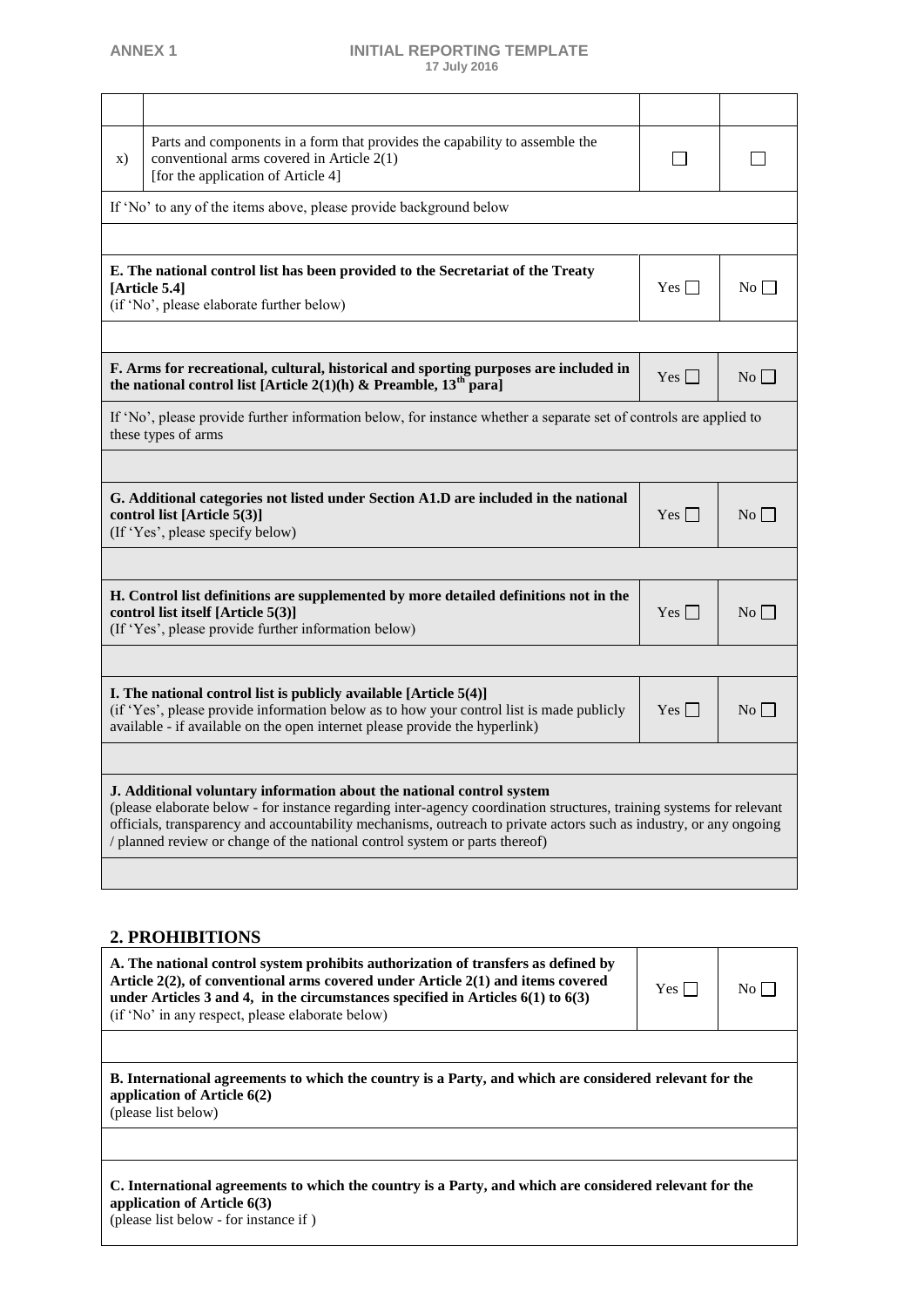| | | | |
|---|---|---|---|
| | | | |
| x) | Parts and components in a form that provides the capability to assemble the conventional arms covered in Article 2(1) [for the application of Article 4] | ☐ | ☐ |
| If 'No' to any of the items above, please provide background below | | | |
| | | | |

| | | |
|---|---|---|
| **E. The national control list has been provided to the Secretariat of the Treaty [Article 5.4]** (if 'No', please elaborate further below) | Yes ☐ | No ☐ |
| | | |
| **F. Arms for recreational, cultural, historical and sporting purposes are included in the national control list [Article 2(1)(h) & Preamble, 13th para]** | Yes ☐ | No ☐ |
| If 'No', please provide further information below, for instance whether a separate set of controls are applied to these types of arms | | |
| | | |
| **G. Additional categories not listed under Section A1.D are included in the national control list [Article 5(3)]** (If 'Yes', please specify below) | Yes ☐ | No ☐ |
| | | |
| **H. Control list definitions are supplemented by more detailed definitions not in the control list itself [Article 5(3)]** (If 'Yes', please provide further information below) | Yes ☐ | No ☐ |
| | | |
| **I. The national control list is publicly available [Article 5(4)]** (if 'Yes', please provide information below as to how your control list is made publicly available - if available on the open internet please provide the hyperlink) | Yes ☐ | No ☐ |
| | | |
| **J. Additional voluntary information about the national control system** (please elaborate below - for instance regarding inter-agency coordination structures, training systems for relevant officials, transparency and accountability mechanisms, outreach to private actors such as industry, or any ongoing / planned review or change of the national control system or parts thereof) | | |
| | | |

## 2. PROHIBITIONS

| | | |
|---|---|---|
| **A. The national control system prohibits authorization of transfers as defined by Article 2(2), of conventional arms covered under Article 2(1) and items covered under Articles 3 and 4, in the circumstances specified in Articles 6(1) to 6(3)** (if 'No' in any respect, please elaborate below) | Yes ☐ | No ☐ |
| | | |
| **B. International agreements to which the country is a Party, and which are considered relevant for the application of Article 6(2)** (please list below) | | |
| | | |
| **C. International agreements to which the country is a Party, and which are considered relevant for the application of Article 6(3)** (please list below - for instance if ) | | |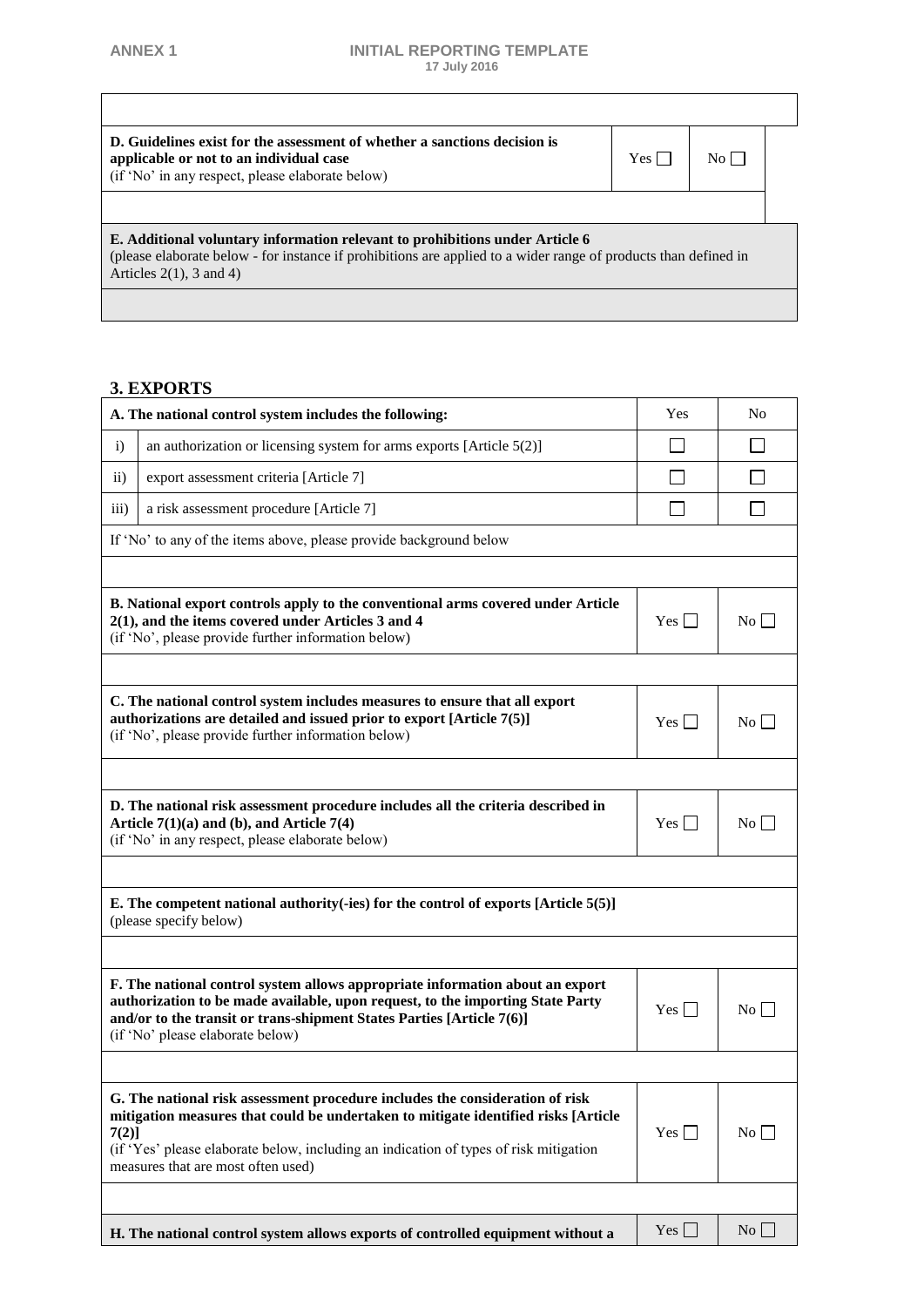| | | |
|---|---|---|
| | | |
| **D. Guidelines exist for the assessment of whether a sanctions decision is applicable or not to an individual case**<br>(if 'No' in any respect, please elaborate below) | Yes ☐ | No ☐ |
| | | |

| |
|---|
| **E. Additional voluntary information relevant to prohibitions under Article 6**<br>(please elaborate below - for instance if prohibitions are applied to a wider range of products than defined in Articles 2(1), 3 and 4) |
| |

### 3. EXPORTS

| **A. The national control system includes the following:** | | Yes | No |
|---|---|---|---|
| i) | an authorization or licensing system for arms exports [Article 5(2)] | ☐ | ☐ |
| ii) | export assessment criteria [Article 7] | ☐ | ☐ |
| iii) | a risk assessment procedure [Article 7] | ☐ | ☐ |
| If 'No' to any of the items above, please provide background below | | | |
| | | | |

| | | |
|---|---|---|
| **B. National export controls apply to the conventional arms covered under Article 2(1), and the items covered under Articles 3 and 4**<br>(if 'No', please provide further information below) | Yes ☐ | No ☐ |
| | | |
| **C. The national control system includes measures to ensure that all export authorizations are detailed and issued prior to export [Article 7(5)]**<br>(if 'No', please provide further information below) | Yes ☐ | No ☐ |
| | | |
| **D. The national risk assessment procedure includes all the criteria described in Article 7(1)(a) and (b), and Article 7(4)**<br>(if 'No' in any respect, please elaborate below) | Yes ☐ | No ☐ |
| | | |
| **E. The competent national authority(-ies) for the control of exports [Article 5(5)]**<br>(please specify below) | | |
| | | |
| **F. The national control system allows appropriate information about an export authorization to be made available, upon request, to the importing State Party and/or to the transit or trans-shipment States Parties [Article 7(6)]**<br>(if 'No' please elaborate below) | Yes ☐ | No ☐ |
| | | |
| **G. The national risk assessment procedure includes the consideration of risk mitigation measures that could be undertaken to mitigate identified risks [Article 7(2)]**<br>(if 'Yes' please elaborate below, including an indication of types of risk mitigation measures that are most often used) | Yes ☐ | No ☐ |
| | | |
| **H. The national control system allows exports of controlled equipment without a** | Yes ☐ | No ☐ |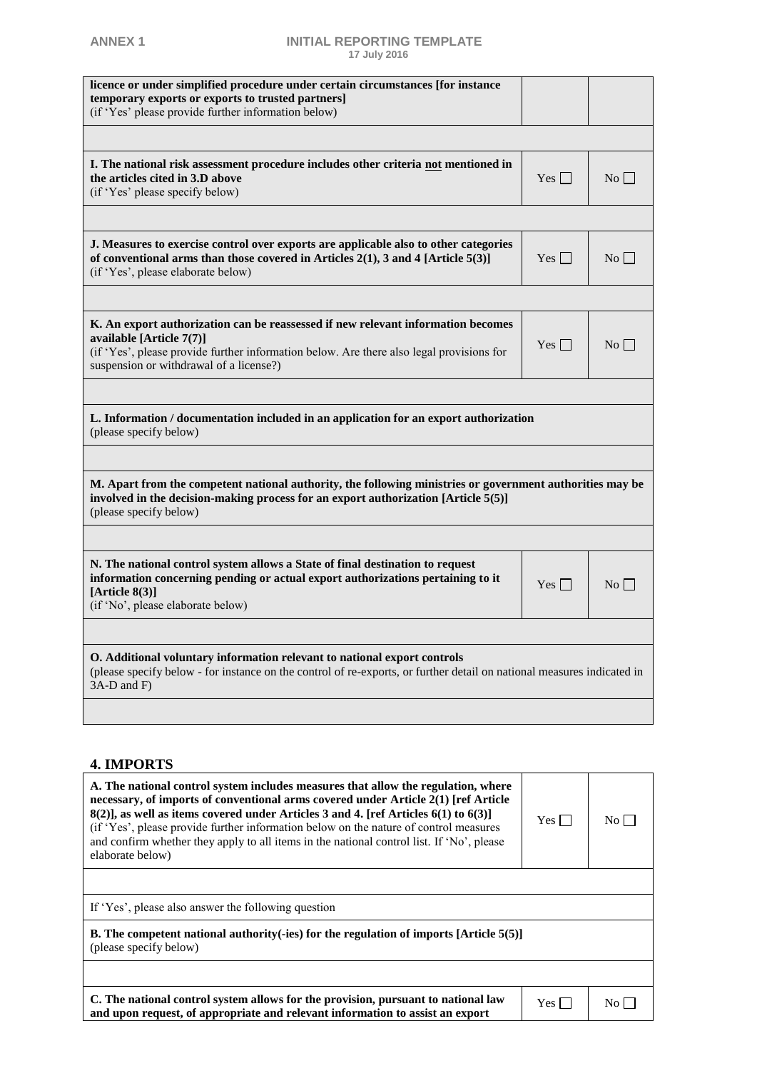| licence or under simplified procedure under certain circumstances [for instance temporary exports or exports to trusted partners]<br>(if 'Yes' please provide further information below) | | |
|---|---|---|
| | | |
| **I. The national risk assessment procedure includes other criteria not mentioned in the articles cited in 3.D above**<br>(if 'Yes' please specify below) | Yes ☐ | No ☐ |
| | | |
| **J. Measures to exercise control over exports are applicable also to other categories of conventional arms than those covered in Articles 2(1), 3 and 4 [Article 5(3)]**<br>(if 'Yes', please elaborate below) | Yes ☐ | No ☐ |
| | | |
| **K. An export authorization can be reassessed if new relevant information becomes available [Article 7(7)]**<br>(if 'Yes', please provide further information below. Are there also legal provisions for suspension or withdrawal of a license?) | Yes ☐ | No ☐ |
| | | |
| **L. Information / documentation included in an application for an export authorization**<br>(please specify below) | | |
| | | |
| **M. Apart from the competent national authority, the following ministries or government authorities may be involved in the decision-making process for an export authorization [Article 5(5)]**<br>(please specify below) | | |
| | | |
| **N. The national control system allows a State of final destination to request information concerning pending or actual export authorizations pertaining to it [Article 8(3)]**<br>(if 'No', please elaborate below) | Yes ☐ | No ☐ |
| | | |
| **O. Additional voluntary information relevant to national export controls**<br>(please specify below - for instance on the control of re-exports, or further detail on national measures indicated in 3A-D and F) | | |
| | | |

## 4. IMPORTS

| **A. The national control system includes measures that allow the regulation, where necessary, of imports of conventional arms covered under Article 2(1) [ref Article 8(2)], as well as items covered under Articles 3 and 4. [ref Articles 6(1) to 6(3)]**<br>(if 'Yes', please provide further information below on the nature of control measures and confirm whether they apply to all items in the national control list. If 'No', please elaborate below) | Yes ☐ | No ☐ |
|---|---|---|
| | | |
| If 'Yes', please also answer the following question | | |
| **B. The competent national authority(-ies) for the regulation of imports [Article 5(5)]**<br>(please specify below) | | |
| | | |
| **C. The national control system allows for the provision, pursuant to national law and upon request, of appropriate and relevant information to assist an export** | Yes ☐ | No ☐ |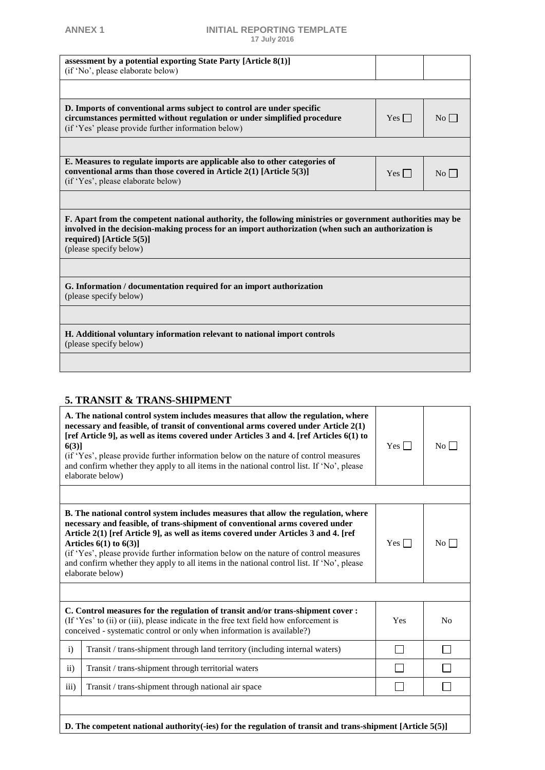| **assessment by a potential exporting State Party [Article 8(1)]** (if 'No', please elaborate below) | | |
|---|---|---|
| | | |
| **D. Imports of conventional arms subject to control are under specific circumstances permitted without regulation or under simplified procedure** (if 'Yes' please provide further information below) | Yes ☐ | No ☐ |
| | | |
| **E. Measures to regulate imports are applicable also to other categories of conventional arms than those covered in Article 2(1) [Article 5(3)]** (if 'Yes', please elaborate below) | Yes ☐ | No ☐ |
| | | |
| **F. Apart from the competent national authority, the following ministries or government authorities may be involved in the decision-making process for an import authorization (when such an authorization is required) [Article 5(5)]** (please specify below) | | |
| | | |
| **G. Information / documentation required for an import authorization** (please specify below) | | |
| | | |
| **H. Additional voluntary information relevant to national import controls** (please specify below) | | |
| | | |

## 5. TRANSIT & TRANS-SHIPMENT

| | | | |
|---|---|---|---|
| **A. The national control system includes measures that allow the regulation, where necessary and feasible, of transit of conventional arms covered under Article 2(1) [ref Article 9], as well as items covered under Articles 3 and 4. [ref Articles 6(1) to 6(3)]** (if 'Yes', please provide further information below on the nature of control measures and confirm whether they apply to all items in the national control list. If 'No', please elaborate below) | | Yes ☐ | No ☐ |
| | | | |
| **B. The national control system includes measures that allow the regulation, where necessary and feasible, of trans-shipment of conventional arms covered under Article 2(1) [ref Article 9], as well as items covered under Articles 3 and 4. [ref Articles 6(1) to 6(3)]** (if 'Yes', please provide further information below on the nature of control measures and confirm whether they apply to all items in the national control list. If 'No', please elaborate below) | | Yes ☐ | No ☐ |
| | | | |
| **C. Control measures for the regulation of transit and/or trans-shipment cover :** (If 'Yes' to (ii) or (iii), please indicate in the free text field how enforcement is conceived - systematic control or only when information is available?) | | Yes | No |
| i) | Transit / trans-shipment through land territory (including internal waters) | ☐ | ☐ |
| ii) | Transit / trans-shipment through territorial waters | ☐ | ☐ |
| iii) | Transit / trans-shipment through national air space | ☐ | ☐ |
| | | | |
| **D. The competent national authority(-ies) for the regulation of transit and trans-shipment [Article 5(5)]** | | | |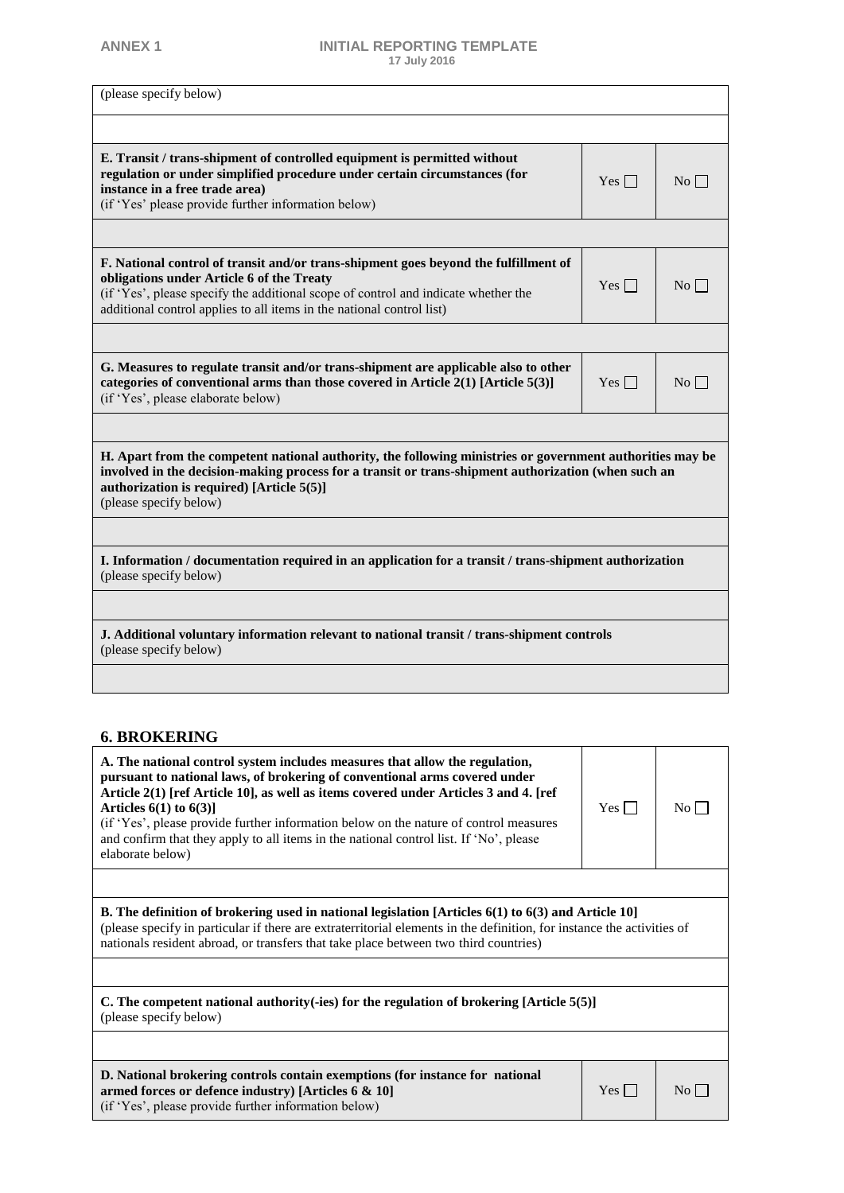(please specify below)

| | | |
|---|---|---|
| **E. Transit / trans-shipment of controlled equipment is permitted without regulation or under simplified procedure under certain circumstances (for instance in a free trade area)**<br>(if 'Yes' please provide further information below) | Yes ☐ | No ☐ |
| | | |
| **F. National control of transit and/or trans-shipment goes beyond the fulfillment of obligations under Article 6 of the Treaty**<br>(if 'Yes', please specify the additional scope of control and indicate whether the additional control applies to all items in the national control list) | Yes ☐ | No ☐ |
| | | |
| **G. Measures to regulate transit and/or trans-shipment are applicable also to other categories of conventional arms than those covered in Article 2(1) [Article 5(3)]**<br>(if 'Yes', please elaborate below) | Yes ☐ | No ☐ |
| | | |

**H. Apart from the competent national authority, the following ministries or government authorities may be involved in the decision-making process for a transit or trans-shipment authorization (when such an authorization is required) [Article 5(5)]**
(please specify below)

**I. Information / documentation required in an application for a transit / trans-shipment authorization**
(please specify below)

**J. Additional voluntary information relevant to national transit / trans-shipment controls**
(please specify below)

## 6. BROKERING

| | | |
|---|---|---|
| **A. The national control system includes measures that allow the regulation, pursuant to national laws, of brokering of conventional arms covered under Article 2(1) [ref Article 10], as well as items covered under Articles 3 and 4. [ref Articles 6(1) to 6(3)]**<br>(if 'Yes', please provide further information below on the nature of control measures and confirm that they apply to all items in the national control list. If 'No', please elaborate below) | Yes ☐ | No ☐ |
| | | |

**B. The definition of brokering used in national legislation [Articles 6(1) to 6(3) and Article 10]**
(please specify in particular if there are extraterritorial elements in the definition, for instance the activities of nationals resident abroad, or transfers that take place between two third countries)

**C. The competent national authority(-ies) for the regulation of brokering [Article 5(5)]**
(please specify below)

| | | |
|---|---|---|
| **D. National brokering controls contain exemptions (for instance for national armed forces or defence industry) [Articles 6 & 10]**<br>(if 'Yes', please provide further information below) | Yes ☐ | No ☐ |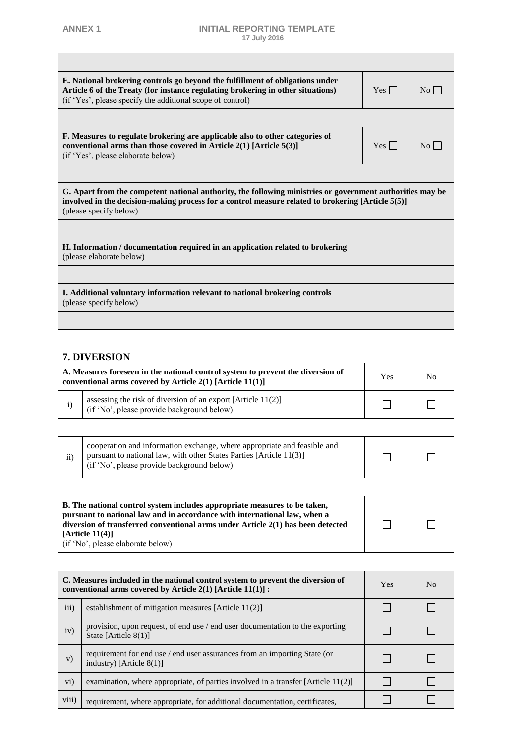| | | |
|---|---|---|
| | | |
| **E. National brokering controls go beyond the fulfillment of obligations under Article 6 of the Treaty (for instance regulating brokering in other situations)** (if 'Yes', please specify the additional scope of control) | Yes ☐ | No ☐ |
| | | |
| **F. Measures to regulate brokering are applicable also to other categories of conventional arms than those covered in Article 2(1) [Article 5(3)]** (if 'Yes', please elaborate below) | Yes ☐ | No ☐ |
| | | |
| **G. Apart from the competent national authority, the following ministries or government authorities may be involved in the decision-making process for a control measure related to brokering [Article 5(5)]** (please specify below) | | |
| | | |
| **H. Information / documentation required in an application related to brokering** (please elaborate below) | | |
| | | |
| **I. Additional voluntary information relevant to national brokering controls** (please specify below) | | |
| | | |

## 7. DIVERSION

| | | Yes | No |
|---|---|---|---|
| **A. Measures foreseen in the national control system to prevent the diversion of conventional arms covered by Article 2(1) [Article 11(1)]** | | Yes | No |
| i) | assessing the risk of diversion of an export [Article 11(2)] (if 'No', please provide background below) | ☐ | ☐ |
| | | | |
| ii) | cooperation and information exchange, where appropriate and feasible and pursuant to national law, with other States Parties [Article 11(3)] (if 'No', please provide background below) | ☐ | ☐ |
| | | | |
| **B. The national control system includes appropriate measures to be taken, pursuant to national law and in accordance with international law, when a diversion of transferred conventional arms under Article 2(1) has been detected [Article 11(4)]** (if 'No', please elaborate below) | | ☐ | ☐ |
| | | | |
| **C. Measures included in the national control system to prevent the diversion of conventional arms covered by Article 2(1) [Article 11(1)] :** | | Yes | No |
| iii) | establishment of mitigation measures [Article 11(2)] | ☐ | ☐ |
| iv) | provision, upon request, of end use / end user documentation to the exporting State [Article 8(1)] | ☐ | ☐ |
| v) | requirement for end use / end user assurances from an importing State (or industry) [Article 8(1)] | ☐ | ☐ |
| vi) | examination, where appropriate, of parties involved in a transfer [Article 11(2)] | ☐ | ☐ |
| viii) | requirement, where appropriate, for additional documentation, certificates, | ☐ | ☐ |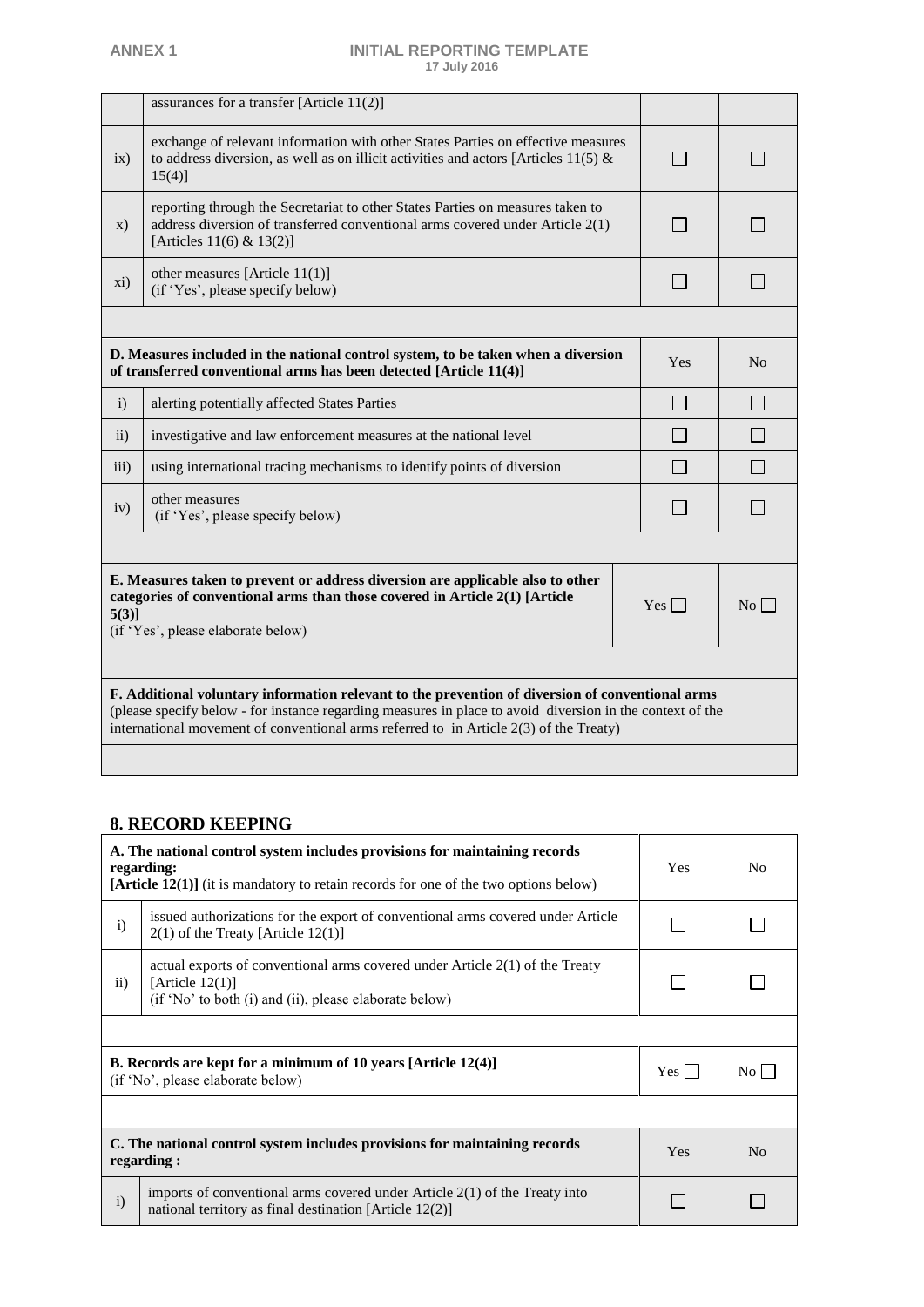|  | assurances for a transfer [Article 11(2)] |  |  |
|---|---|---|---|
| ix) | exchange of relevant information with other States Parties on effective measures to address diversion, as well as on illicit activities and actors [Articles 11(5) & 15(4)] | ☐ | ☐ |
| x) | reporting through the Secretariat to other States Parties on measures taken to address diversion of transferred conventional arms covered under Article 2(1) [Articles 11(6) & 13(2)] | ☐ | ☐ |
| xi) | other measures [Article 11(1)] (if 'Yes', please specify below) | ☐ | ☐ |
|  |  |  |  |

| **D. Measures included in the national control system, to be taken when a diversion of transferred conventional arms has been detected [Article 11(4)]** | | Yes | No |
|---|---|---|---|
| i) | alerting potentially affected States Parties | ☐ | ☐ |
| ii) | investigative and law enforcement measures at the national level | ☐ | ☐ |
| iii) | using international tracing mechanisms to identify points of diversion | ☐ | ☐ |
| iv) | other measures (if 'Yes', please specify below) | ☐ | ☐ |
|  |  |  |  |

| **E. Measures taken to prevent or address diversion are applicable also to other categories of conventional arms than those covered in Article 2(1) [Article 5(3)]** (if 'Yes', please elaborate below) | Yes ☐ | No ☐ |
|---|---|---|
|  |  |  |

| **F. Additional voluntary information relevant to the prevention of diversion of conventional arms** (please specify below - for instance regarding measures in place to avoid diversion in the context of the international movement of conventional arms referred to in Article 2(3) of the Treaty) |
|---|
|  |

## 8. RECORD KEEPING

| **A. The national control system includes provisions for maintaining records regarding:** **[Article 12(1)]** (it is mandatory to retain records for one of the two options below) | | Yes | No |
|---|---|---|---|
| i) | issued authorizations for the export of conventional arms covered under Article 2(1) of the Treaty [Article 12(1)] | ☐ | ☐ |
| ii) | actual exports of conventional arms covered under Article 2(1) of the Treaty [Article 12(1)] (if 'No' to both (i) and (ii), please elaborate below) | ☐ | ☐ |
|  |  |  |  |

| **B. Records are kept for a minimum of 10 years [Article 12(4)]** (if 'No', please elaborate below) | Yes ☐ | No ☐ |
|---|---|---|
|  |  |  |

| **C. The national control system includes provisions for maintaining records regarding :** | | Yes | No |
|---|---|---|---|
| i) | imports of conventional arms covered under Article 2(1) of the Treaty into national territory as final destination [Article 12(2)] | ☐ | ☐ |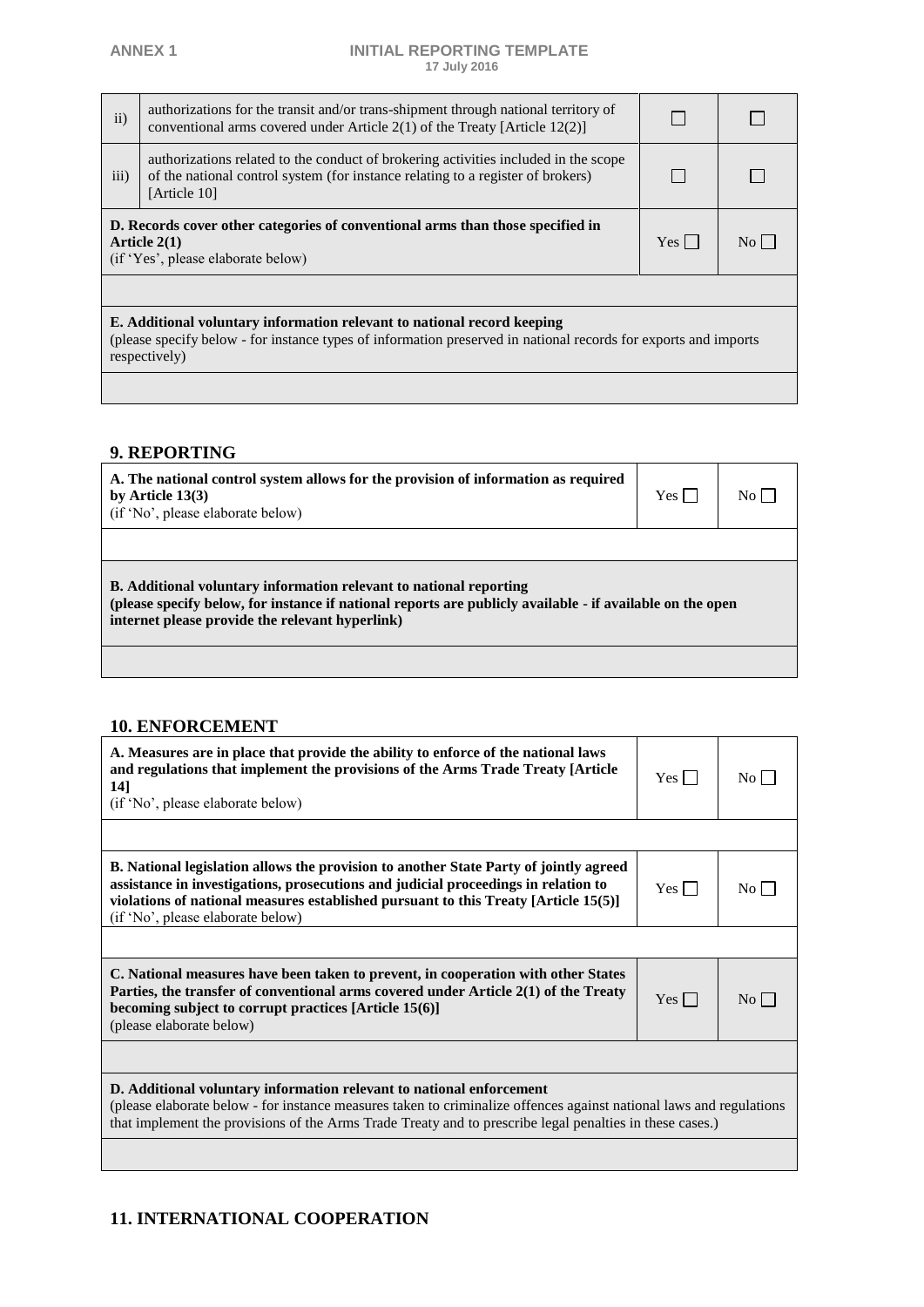| | | | |
|---|---|---|---|
| ii) | authorizations for the transit and/or trans-shipment through national territory of conventional arms covered under Article 2(1) of the Treaty [Article 12(2)] | ☐ | ☐ |
| iii) | authorizations related to the conduct of brokering activities included in the scope of the national control system (for instance relating to a register of brokers) [Article 10] | ☐ | ☐ |
| **D. Records cover other categories of conventional arms than those specified in Article 2(1)** (if 'Yes', please elaborate below) | | Yes ☐ | No ☐ |
| | | | |
| **E. Additional voluntary information relevant to national record keeping** (please specify below - for instance types of information preserved in national records for exports and imports respectively) | | | |
| | | | |

## 9. REPORTING

| | | |
|---|---|---|
| **A. The national control system allows for the provision of information as required by Article 13(3)** (if 'No', please elaborate below) | Yes ☐ | No ☐ |
| | | |
| **B. Additional voluntary information relevant to national reporting** **(please specify below, for instance if national reports are publicly available - if available on the open internet please provide the relevant hyperlink)** | | |
| | | |

## 10. ENFORCEMENT

| | | |
|---|---|---|
| **A. Measures are in place that provide the ability to enforce of the national laws and regulations that implement the provisions of the Arms Trade Treaty [Article 14]** (if 'No', please elaborate below) | Yes ☐ | No ☐ |
| | | |
| **B. National legislation allows the provision to another State Party of jointly agreed assistance in investigations, prosecutions and judicial proceedings in relation to violations of national measures established pursuant to this Treaty [Article 15(5)]** (if 'No', please elaborate below) | Yes ☐ | No ☐ |
| | | |
| **C. National measures have been taken to prevent, in cooperation with other States Parties, the transfer of conventional arms covered under Article 2(1) of the Treaty becoming subject to corrupt practices [Article 15(6)]** (please elaborate below) | Yes ☐ | No ☐ |
| | | |
| **D. Additional voluntary information relevant to national enforcement** (please elaborate below - for instance measures taken to criminalize offences against national laws and regulations that implement the provisions of the Arms Trade Treaty and to prescribe legal penalties in these cases.) | | |
| | | |

## 11. INTERNATIONAL COOPERATION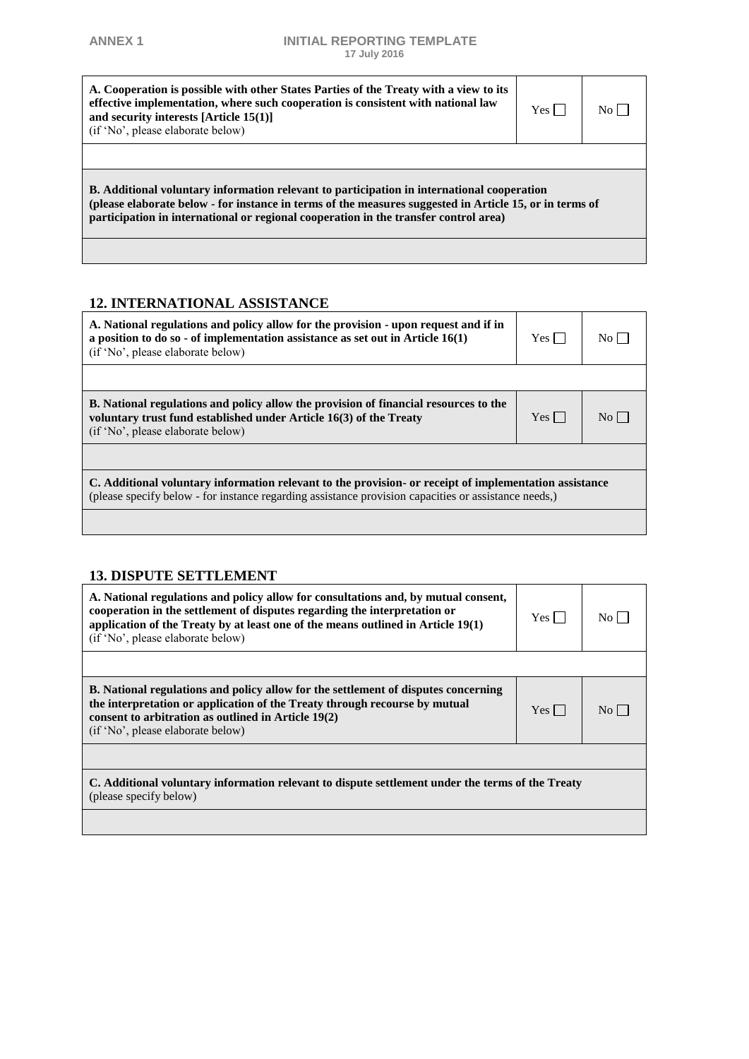| **A. Cooperation is possible with other States Parties of the Treaty with a view to its effective implementation, where such cooperation is consistent with national law and security interests [Article 15(1)]** (if 'No', please elaborate below) | Yes ☐ | No ☐ |
|---|---|---|
| | | |
| **B. Additional voluntary information relevant to participation in international cooperation (please elaborate below - for instance in terms of the measures suggested in Article 15, or in terms of participation in international or regional cooperation in the transfer control area)** | | |
| | | |

## 12. INTERNATIONAL ASSISTANCE

| **A. National regulations and policy allow for the provision - upon request and if in a position to do so - of implementation assistance as set out in Article 16(1)** (if 'No', please elaborate below) | Yes ☐ | No ☐ |
|---|---|---|
| | | |
| **B. National regulations and policy allow the provision of financial resources to the voluntary trust fund established under Article 16(3) of the Treaty** (if 'No', please elaborate below) | Yes ☐ | No ☐ |
| | | |
| **C. Additional voluntary information relevant to the provision- or receipt of implementation assistance** (please specify below - for instance regarding assistance provision capacities or assistance needs,) | | |
| | | |

## 13. DISPUTE SETTLEMENT

| **A. National regulations and policy allow for consultations and, by mutual consent, cooperation in the settlement of disputes regarding the interpretation or application of the Treaty by at least one of the means outlined in Article 19(1)** (if 'No', please elaborate below) | Yes ☐ | No ☐ |
|---|---|---|
| | | |
| **B. National regulations and policy allow for the settlement of disputes concerning the interpretation or application of the Treaty through recourse by mutual consent to arbitration as outlined in Article 19(2)** (if 'No', please elaborate below) | Yes ☐ | No ☐ |
| | | |
| **C. Additional voluntary information relevant to dispute settlement under the terms of the Treaty** (please specify below) | | |
| | | |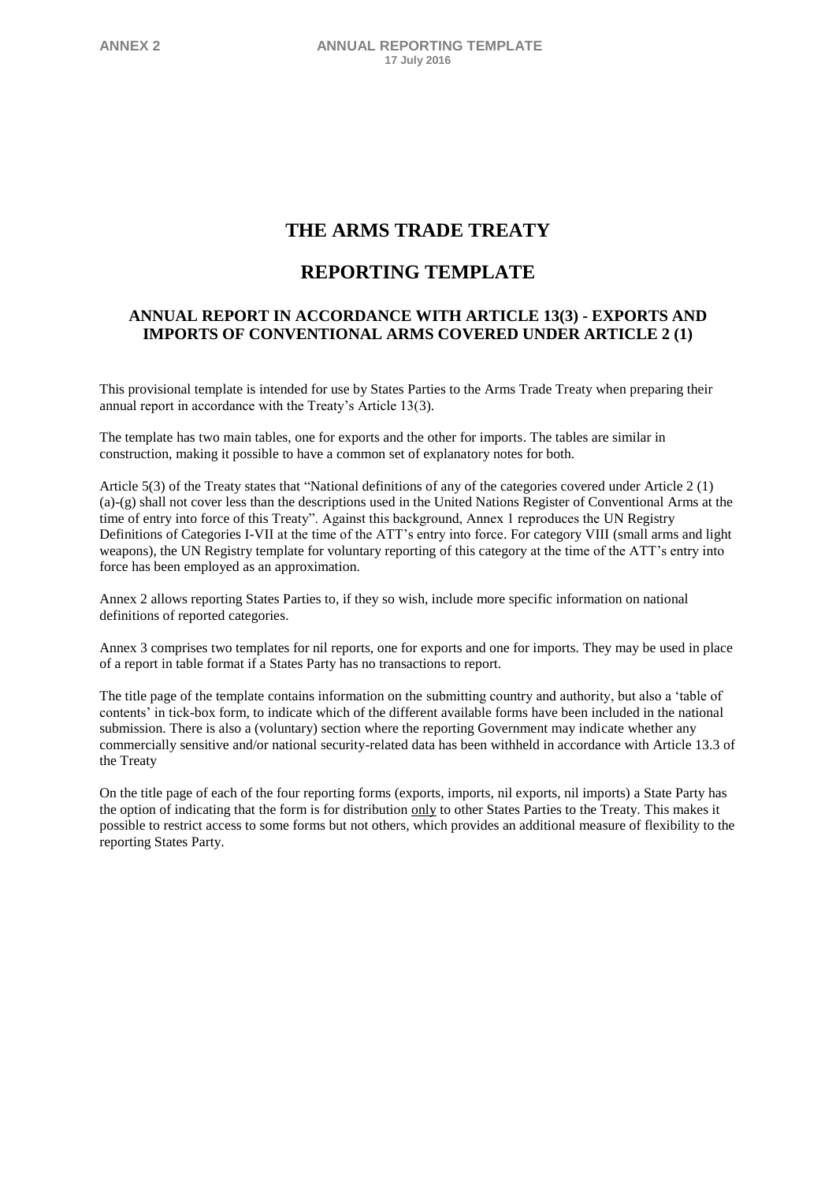# THE ARMS TRADE TREATY

# REPORTING TEMPLATE

### ANNUAL REPORT IN ACCORDANCE WITH ARTICLE 13(3) - EXPORTS AND IMPORTS OF CONVENTIONAL ARMS COVERED UNDER ARTICLE 2 (1)

This provisional template is intended for use by States Parties to the Arms Trade Treaty when preparing their annual report in accordance with the Treaty's Article 13(3).

The template has two main tables, one for exports and the other for imports. The tables are similar in construction, making it possible to have a common set of explanatory notes for both.

Article 5(3) of the Treaty states that "National definitions of any of the categories covered under Article 2 (1) (a)-(g) shall not cover less than the descriptions used in the United Nations Register of Conventional Arms at the time of entry into force of this Treaty". Against this background, Annex 1 reproduces the UN Registry Definitions of Categories I-VII at the time of the ATT's entry into force. For category VIII (small arms and light weapons), the UN Registry template for voluntary reporting of this category at the time of the ATT's entry into force has been employed as an approximation.

Annex 2 allows reporting States Parties to, if they so wish, include more specific information on national definitions of reported categories.

Annex 3 comprises two templates for nil reports, one for exports and one for imports. They may be used in place of a report in table format if a States Party has no transactions to report.

The title page of the template contains information on the submitting country and authority, but also a 'table of contents' in tick-box form, to indicate which of the different available forms have been included in the national submission. There is also a (voluntary) section where the reporting Government may indicate whether any commercially sensitive and/or national security-related data has been withheld in accordance with Article 13.3 of the Treaty

On the title page of each of the four reporting forms (exports, imports, nil exports, nil imports) a State Party has the option of indicating that the form is for distribution only to other States Parties to the Treaty. This makes it possible to restrict access to some forms but not others, which provides an additional measure of flexibility to the reporting States Party.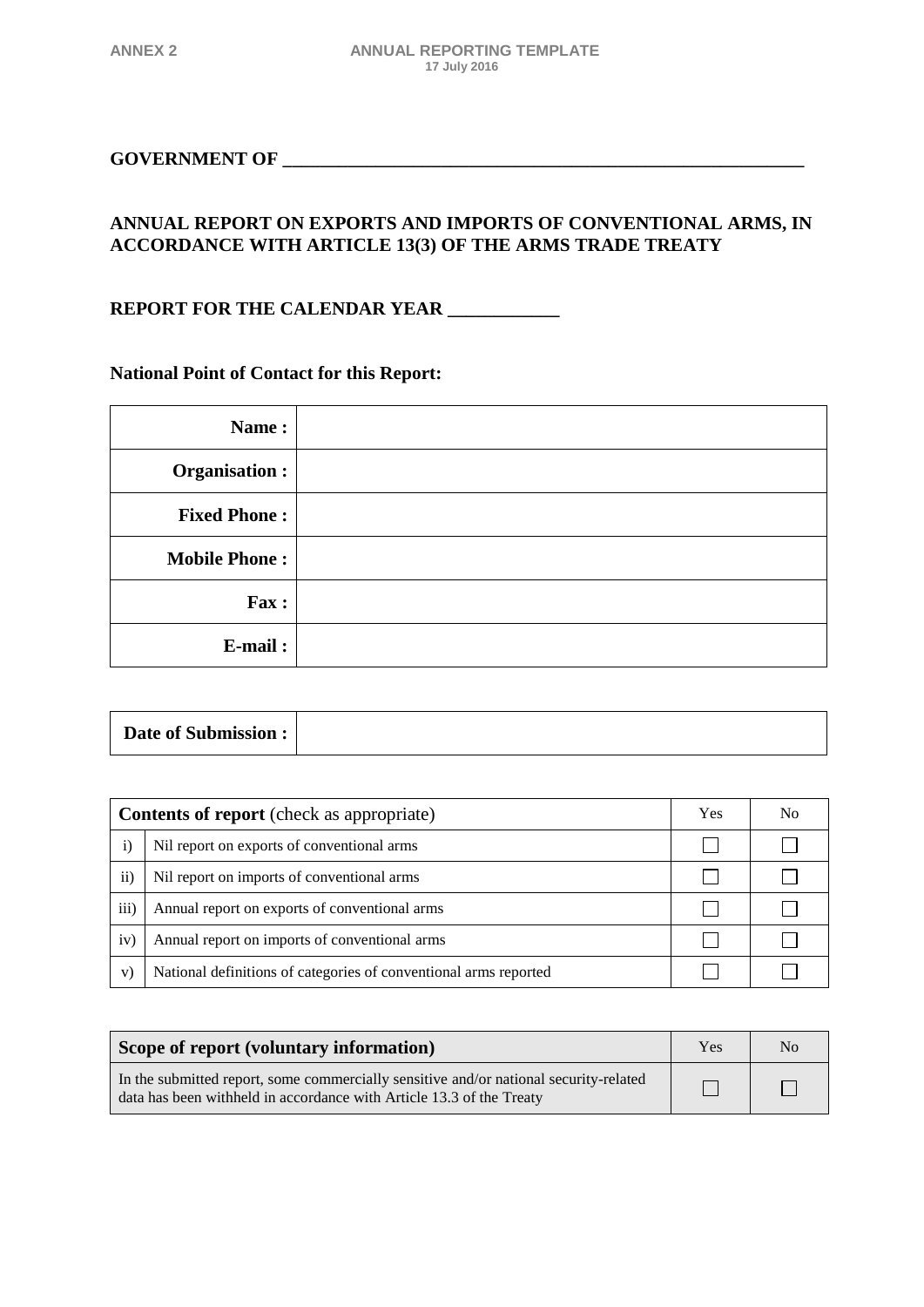**GOVERNMENT OF ________________________________________________________**

**ANNUAL REPORT ON EXPORTS AND IMPORTS OF CONVENTIONAL ARMS, IN ACCORDANCE WITH ARTICLE 13(3) OF THE ARMS TRADE TREATY**

**REPORT FOR THE CALENDAR YEAR ____________**

**National Point of Contact for this Report:**

| | |
|---|---|
| **Name :** | |
| **Organisation :** | |
| **Fixed Phone :** | |
| **Mobile Phone :** | |
| **Fax :** | |
| **E-mail :** | |

| | |
|---|---|
| **Date of Submission :** | |

| **Contents of report** (check as appropriate) | | Yes | No |
|---|---|---|---|
| i) | Nil report on exports of conventional arms | ☐ | ☐ |
| ii) | Nil report on imports of conventional arms | ☐ | ☐ |
| iii) | Annual report on exports of conventional arms | ☐ | ☐ |
| iv) | Annual report on imports of conventional arms | ☐ | ☐ |
| v) | National definitions of categories of conventional arms reported | ☐ | ☐ |

| **Scope of report (voluntary information)** | Yes | No |
|---|---|---|
| In the submitted report, some commercially sensitive and/or national security-related data has been withheld in accordance with Article 13.3 of the Treaty | ☐ | ☐ |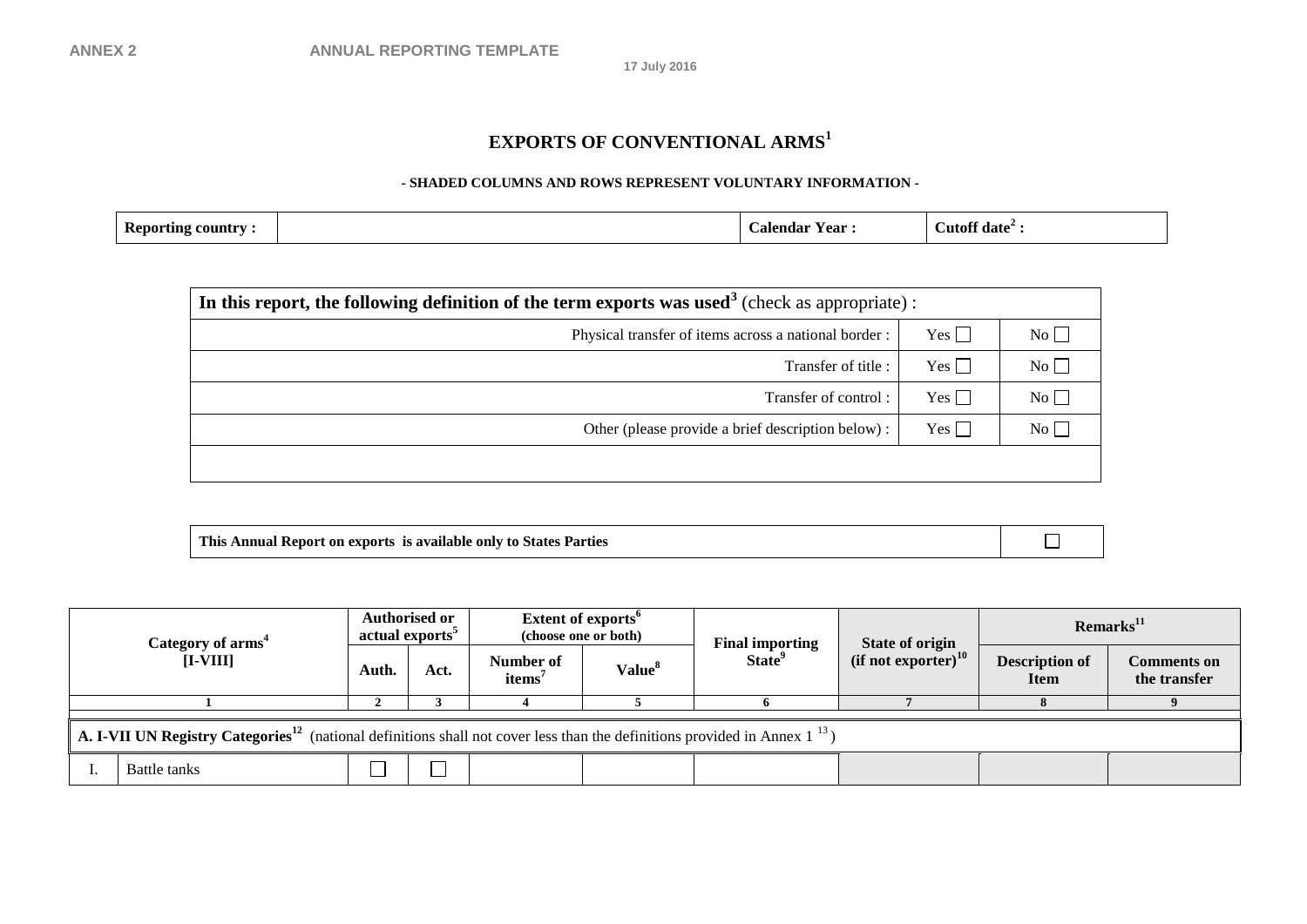ANNEX 2 ANNUAL REPORTING TEMPLATE

17 July 2016

# EXPORTS OF CONVENTIONAL ARMS[1]

**- SHADED COLUMNS AND ROWS REPRESENT VOLUNTARY INFORMATION -**

| **Reporting country :** | | **Calendar Year :** | **Cutoff date[2] :** |
|---|---|---|---|

| **In this report, the following definition of the term exports was used[3]** (check as appropriate) : | | |
|---|---|---|
| Physical transfer of items across a national border : | Yes ☐ | No ☐ |
| Transfer of title : | Yes ☐ | No ☐ |
| Transfer of control : | Yes ☐ | No ☐ |
| Other (please provide a brief description below) : | Yes ☐ | No ☐ |
| | | |

| **This Annual Report on exports is available only to States Parties** | ☐ |
|---|---|

| **Category of arms[4] [I-VIII]** | | **Authorised or actual exports[5]** | | **Extent of exports[6] (choose one or both)** | | **Final importing State[9]** | **State of origin (if not exporter)[10]** | **Remarks[11]** | |
|---|---|---|---|---|---|---|---|---|---|
| | | **Auth.** | **Act.** | **Number of items[7]** | **Value[8]** | | | **Description of Item** | **Comments on the transfer** |
| **1** | | **2** | **3** | **4** | **5** | **6** | **7** | **8** | **9** |
| **A. I-VII UN Registry Categories[12]** (national definitions shall not cover less than the definitions provided in Annex 1 [13]) | | | | | | | | | |
| I. | Battle tanks | ☐ | ☐ | | | | | | |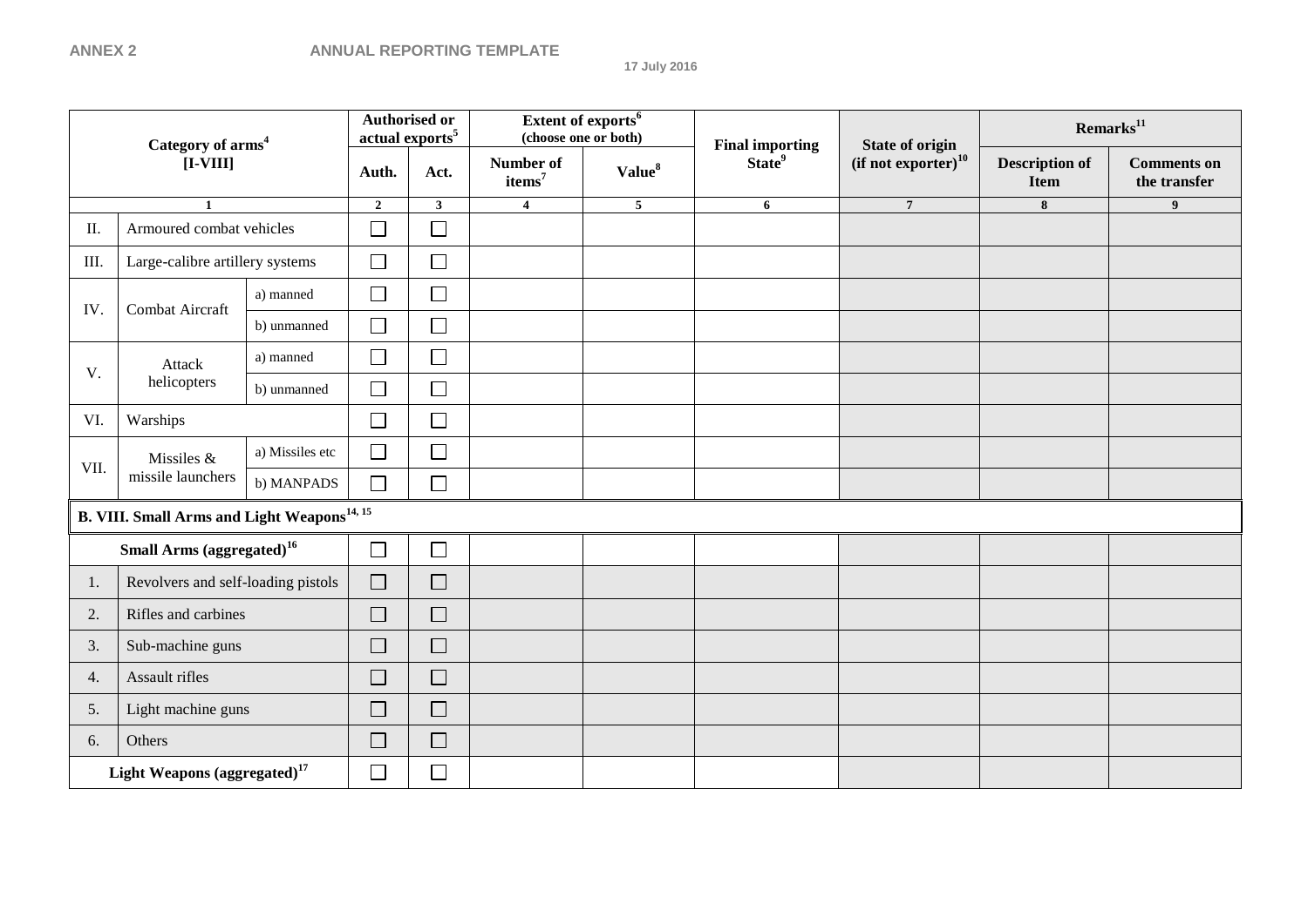ANNEX 2 ANNUAL REPORTING TEMPLATE

17 July 2016

| Category of arms[4] [I-VIII] | | | Authorised or actual exports[5] | | Extent of exports[6] (choose one or both) | | Final importing State[9] | State of origin (if not exporter)[10] | Remarks[11] | |
|---|---|---|---|---|---|---|---|---|---|---|
| | | | Auth. | Act. | Number of items[7] | Value[8] | | | Description of Item | Comments on the transfer |
| 1 | | | 2 | 3 | 4 | 5 | 6 | 7 | 8 | 9 |
| II. | Armoured combat vehicles | | ☐ | ☐ | | | | | | |
| III. | Large-calibre artillery systems | | ☐ | ☐ | | | | | | |
| IV. | Combat Aircraft | a) manned | ☐ | ☐ | | | | | | |
| | | b) unmanned | ☐ | ☐ | | | | | | |
| V. | Attack helicopters | a) manned | ☐ | ☐ | | | | | | |
| | | b) unmanned | ☐ | ☐ | | | | | | |
| VI. | Warships | | ☐ | ☐ | | | | | | |
| VII. | Missiles & missile launchers | a) Missiles etc | ☐ | ☐ | | | | | | |
| | | b) MANPADS | ☐ | ☐ | | | | | | |
| **B. VIII. Small Arms and Light Weapons[14, 15]** | | | | | | | | | | |
| **Small Arms (aggregated)[16]** | | | ☐ | ☐ | | | | | | |
| 1. | Revolvers and self-loading pistols | | ☐ | ☐ | | | | | | |
| 2. | Rifles and carbines | | ☐ | ☐ | | | | | | |
| 3. | Sub-machine guns | | ☐ | ☐ | | | | | | |
| 4. | Assault rifles | | ☐ | ☐ | | | | | | |
| 5. | Light machine guns | | ☐ | ☐ | | | | | | |
| 6. | Others | | ☐ | ☐ | | | | | | |
| **Light Weapons (aggregated)[17]** | | | ☐ | ☐ | | | | | | |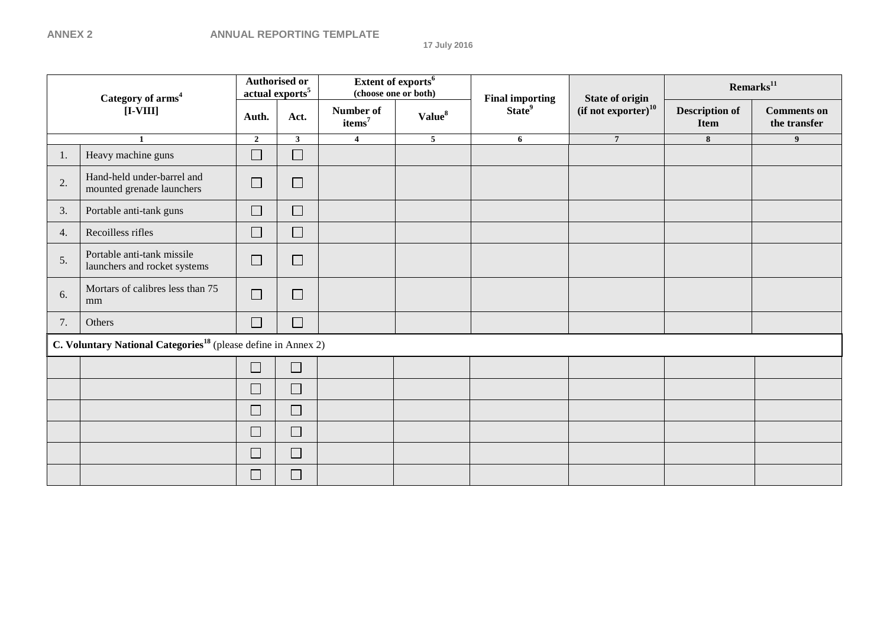**ANNEX 2** **ANNUAL REPORTING TEMPLATE**

17 July 2016

| Category of arms[4] [I-VIII] | | Authorised or actual exports[5] | | Extent of exports[6] (choose one or both) | | Final importing State[9] | State of origin (if not exporter)[10] | Remarks[11] | |
|---|---|---|---|---|---|---|---|---|---|
| | | Auth. | Act. | Number of items[7] | Value[8] | | | Description of Item | Comments on the transfer |
| 1 | | 2 | 3 | 4 | 5 | 6 | 7 | 8 | 9 |
| 1. | Heavy machine guns | ☐ | ☐ | | | | | | |
| 2. | Hand-held under-barrel and mounted grenade launchers | ☐ | ☐ | | | | | | |
| 3. | Portable anti-tank guns | ☐ | ☐ | | | | | | |
| 4. | Recoilless rifles | ☐ | ☐ | | | | | | |
| 5. | Portable anti-tank missile launchers and rocket systems | ☐ | ☐ | | | | | | |
| 6. | Mortars of calibres less than 75 mm | ☐ | ☐ | | | | | | |
| 7. | Others | ☐ | ☐ | | | | | | |
| **C. Voluntary National Categories[18]** (please define in Annex 2) | | | | | | | | | |
| | | ☐ | ☐ | | | | | | |
| | | ☐ | ☐ | | | | | | |
| | | ☐ | ☐ | | | | | | |
| | | ☐ | ☐ | | | | | | |
| | | ☐ | ☐ | | | | | | |
| | | ☐ | ☐ | | | | | | |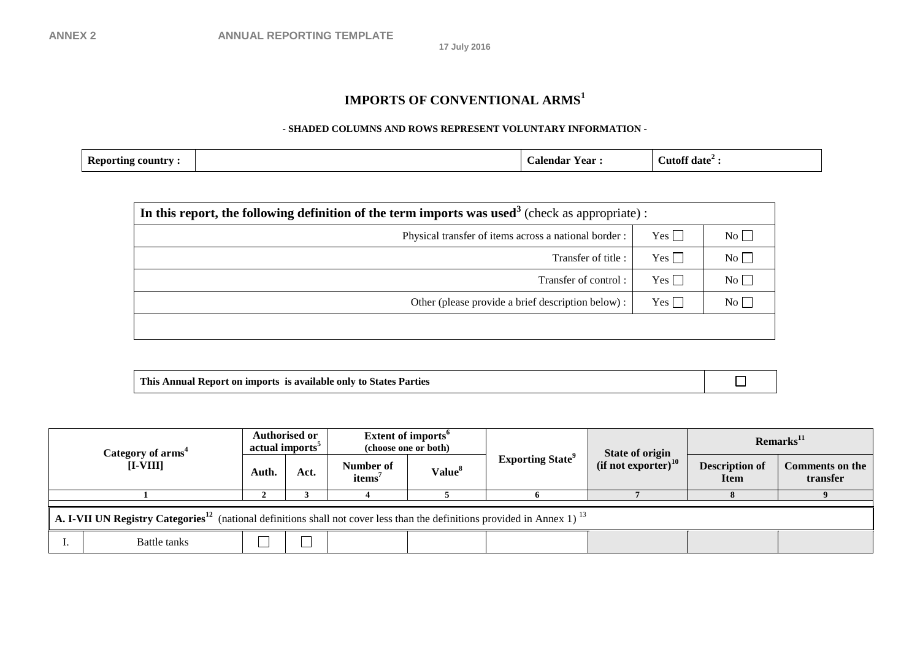ANNEX 2 ANNUAL REPORTING TEMPLATE

17 July 2016

# IMPORTS OF CONVENTIONAL ARMS[1]

**- SHADED COLUMNS AND ROWS REPRESENT VOLUNTARY INFORMATION -**

| **Reporting country :** | | **Calendar Year :** | **Cutoff date[2] :** |
|---|---|---|---|

| **In this report, the following definition of the term imports was used[3]** (check as appropriate) : | | |
|---|---|---|
| Physical transfer of items across a national border : | Yes ☐ | No ☐ |
| Transfer of title : | Yes ☐ | No ☐ |
| Transfer of control : | Yes ☐ | No ☐ |
| Other (please provide a brief description below) : | Yes ☐ | No ☐ |
| | | |

| **This Annual Report on imports is available only to States Parties** | ☐ |
|---|---|

| **Category of arms[4] [I-VIII]** | | **Authorised or actual imports[5]** | | **Extent of imports[6] (choose one or both)** | | **Exporting State[9]** | **State of origin (if not exporter)[10]** | **Remarks[11]** | |
|---|---|---|---|---|---|---|---|---|---|
| | | **Auth.** | **Act.** | **Number of items[7]** | **Value[8]** | | | **Description of Item** | **Comments on the transfer** |
| **1** | | **2** | **3** | **4** | **5** | **6** | **7** | **8** | **9** |
| **A. I-VII UN Registry Categories[12]** (national definitions shall not cover less than the definitions provided in Annex 1) [13] | | | | | | | | | |
| I. | Battle tanks | ☐ | ☐ | | | | | | |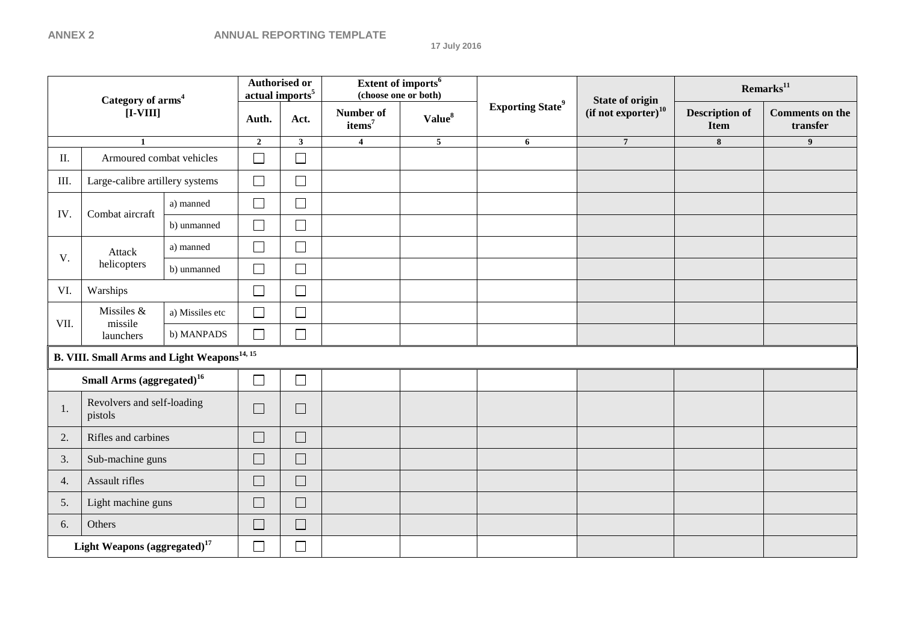**ANNEX 2** **ANNUAL REPORTING TEMPLATE**

**17 July 2016**

| Category of arms[4] [I-VIII] | | | Authorised or actual imports[5] | | Extent of imports[6] (choose one or both) | | Exporting State[9] | State of origin (if not exporter)[10] | Remarks[11] | |
|---|---|---|---|---|---|---|---|---|---|---|
| | | | Auth. | Act. | Number of items[7] | Value[8] | | | Description of Item | Comments on the transfer |
| 1 | | | 2 | 3 | 4 | 5 | 6 | 7 | 8 | 9 |
| II. | Armoured combat vehicles | | ☐ | ☐ | | | | | | |
| III. | Large-calibre artillery systems | | ☐ | ☐ | | | | | | |
| IV. | Combat aircraft | a) manned | ☐ | ☐ | | | | | | |
| | | b) unmanned | ☐ | ☐ | | | | | | |
| V. | Attack helicopters | a) manned | ☐ | ☐ | | | | | | |
| | | b) unmanned | ☐ | ☐ | | | | | | |
| VI. | Warships | | ☐ | ☐ | | | | | | |
| VII. | Missiles & missile launchers | a) Missiles etc | ☐ | ☐ | | | | | | |
| | | b) MANPADS | ☐ | ☐ | | | | | | |
| **B. VIII. Small Arms and Light Weapons[14, 15]** | | | | | | | | | | |
| **Small Arms (aggregated)[16]** | | | ☐ | ☐ | | | | | | |
| 1. | Revolvers and self-loading pistols | | ☐ | ☐ | | | | | | |
| 2. | Rifles and carbines | | ☐ | ☐ | | | | | | |
| 3. | Sub-machine guns | | ☐ | ☐ | | | | | | |
| 4. | Assault rifles | | ☐ | ☐ | | | | | | |
| 5. | Light machine guns | | ☐ | ☐ | | | | | | |
| 6. | Others | | ☐ | ☐ | | | | | | |
| **Light Weapons (aggregated)[17]** | | | ☐ | ☐ | | | | | | |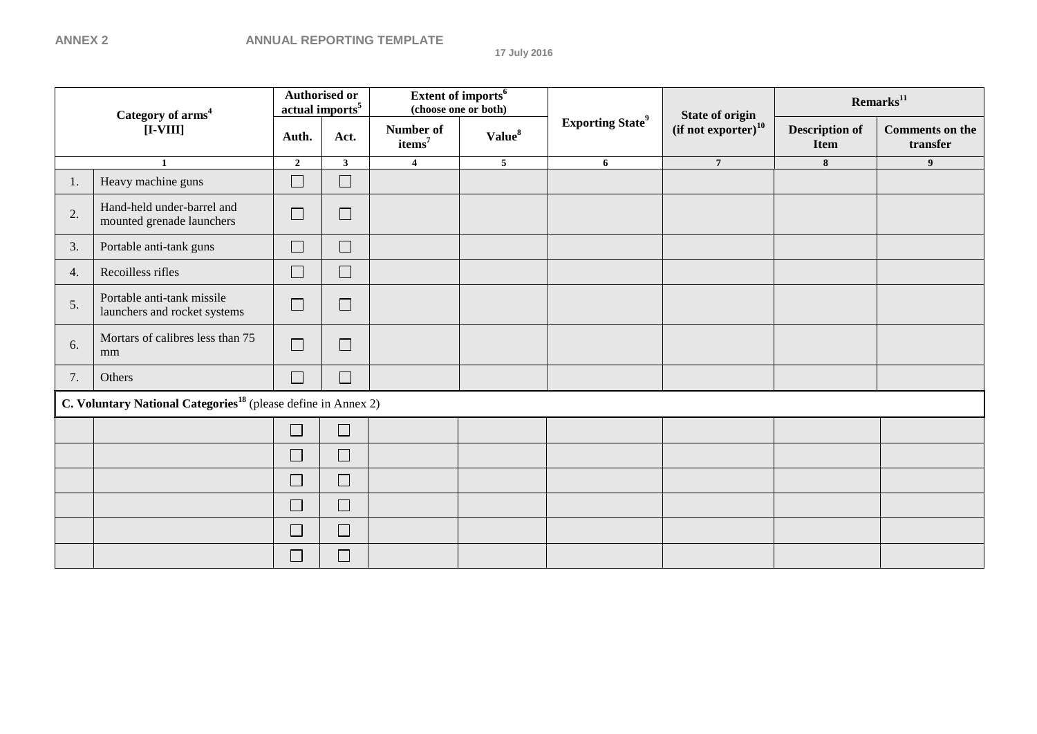**ANNEX 2** **ANNUAL REPORTING TEMPLATE**

17 July 2016

| Category of arms[4] [I-VIII] | | Authorised or actual imports[5] | | Extent of imports[6] (choose one or both) | | Exporting State[9] | State of origin (if not exporter)[10] | Remarks[11] | |
|---|---|---|---|---|---|---|---|---|---|
| | | Auth. | Act. | Number of items[7] | Value[8] | | | Description of Item | Comments on the transfer |
| 1 | | 2 | 3 | 4 | 5 | 6 | 7 | 8 | 9 |
| 1. | Heavy machine guns | ☐ | ☐ | | | | | | |
| 2. | Hand-held under-barrel and mounted grenade launchers | ☐ | ☐ | | | | | | |
| 3. | Portable anti-tank guns | ☐ | ☐ | | | | | | |
| 4. | Recoilless rifles | ☐ | ☐ | | | | | | |
| 5. | Portable anti-tank missile launchers and rocket systems | ☐ | ☐ | | | | | | |
| 6. | Mortars of calibres less than 75 mm | ☐ | ☐ | | | | | | |
| 7. | Others | ☐ | ☐ | | | | | | |
| **C. Voluntary National Categories[18]** (please define in Annex 2) | | | | | | | | | |
| | | ☐ | ☐ | | | | | | |
| | | ☐ | ☐ | | | | | | |
| | | ☐ | ☐ | | | | | | |
| | | ☐ | ☐ | | | | | | |
| | | ☐ | ☐ | | | | | | |
| | | ☐ | ☐ | | | | | | |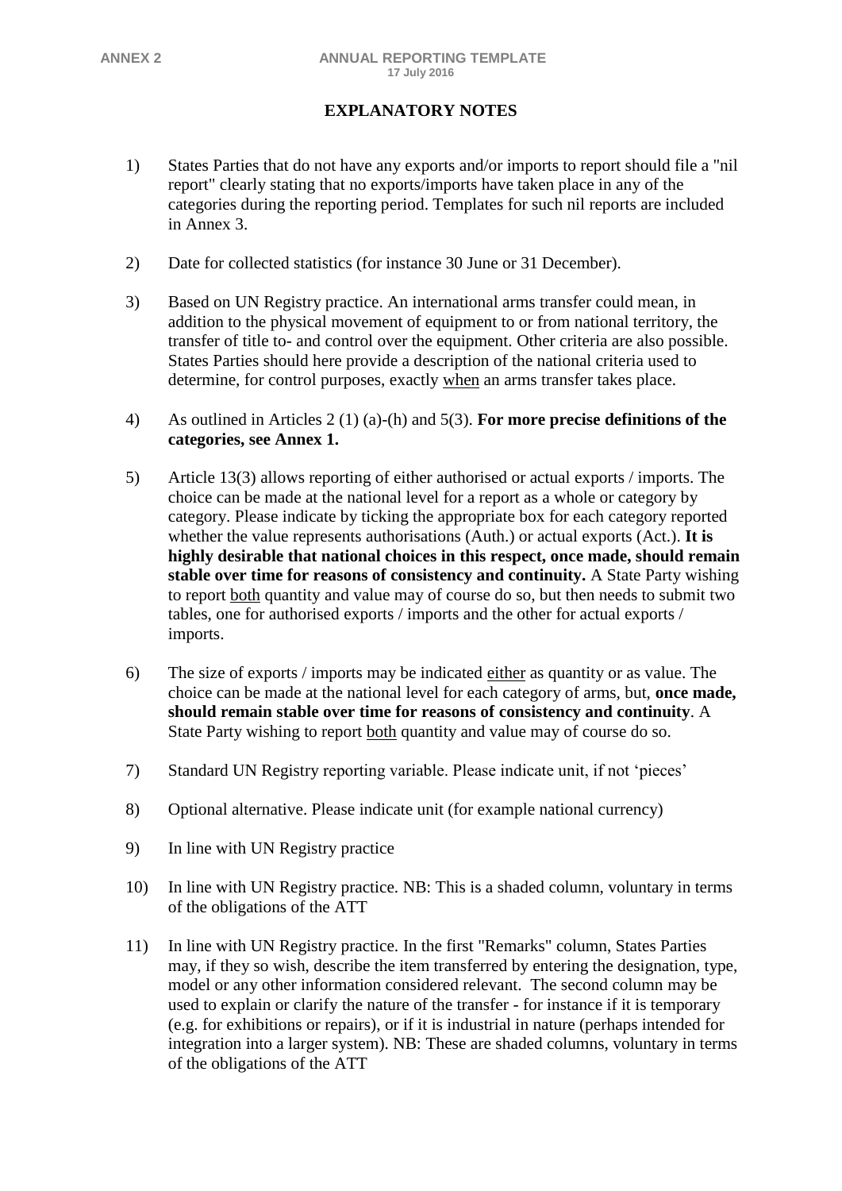## EXPLANATORY NOTES

1) States Parties that do not have any exports and/or imports to report should file a "nil report" clearly stating that no exports/imports have taken place in any of the categories during the reporting period. Templates for such nil reports are included in Annex 3.

2) Date for collected statistics (for instance 30 June or 31 December).

3) Based on UN Registry practice. An international arms transfer could mean, in addition to the physical movement of equipment to or from national territory, the transfer of title to- and control over the equipment. Other criteria are also possible. States Parties should here provide a description of the national criteria used to determine, for control purposes, exactly when an arms transfer takes place.

4) As outlined in Articles 2 (1) (a)-(h) and 5(3). **For more precise definitions of the categories, see Annex 1.**

5) Article 13(3) allows reporting of either authorised or actual exports / imports. The choice can be made at the national level for a report as a whole or category by category. Please indicate by ticking the appropriate box for each category reported whether the value represents authorisations (Auth.) or actual exports (Act.). **It is highly desirable that national choices in this respect, once made, should remain stable over time for reasons of consistency and continuity.** A State Party wishing to report both quantity and value may of course do so, but then needs to submit two tables, one for authorised exports / imports and the other for actual exports / imports.

6) The size of exports / imports may be indicated either as quantity or as value. The choice can be made at the national level for each category of arms, but, **once made, should remain stable over time for reasons of consistency and continuity**. A State Party wishing to report both quantity and value may of course do so.

7) Standard UN Registry reporting variable. Please indicate unit, if not 'pieces'

8) Optional alternative. Please indicate unit (for example national currency)

9) In line with UN Registry practice

10) In line with UN Registry practice. NB: This is a shaded column, voluntary in terms of the obligations of the ATT

11) In line with UN Registry practice. In the first "Remarks" column, States Parties may, if they so wish, describe the item transferred by entering the designation, type, model or any other information considered relevant. The second column may be used to explain or clarify the nature of the transfer - for instance if it is temporary (e.g. for exhibitions or repairs), or if it is industrial in nature (perhaps intended for integration into a larger system). NB: These are shaded columns, voluntary in terms of the obligations of the ATT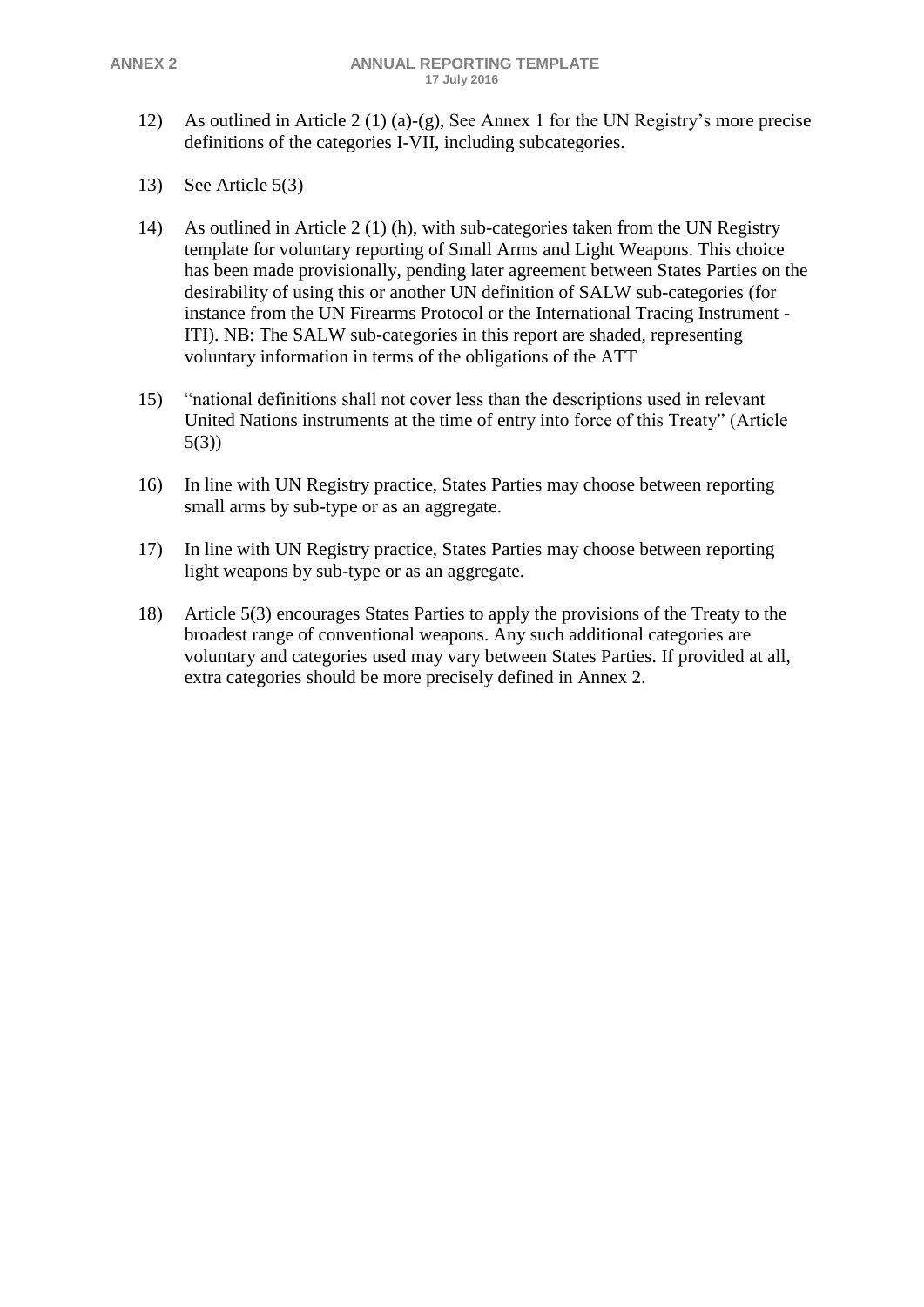12) As outlined in Article 2 (1) (a)-(g), See Annex 1 for the UN Registry's more precise definitions of the categories I-VII, including subcategories.

13) See Article 5(3)

14) As outlined in Article 2 (1) (h), with sub-categories taken from the UN Registry template for voluntary reporting of Small Arms and Light Weapons. This choice has been made provisionally, pending later agreement between States Parties on the desirability of using this or another UN definition of SALW sub-categories (for instance from the UN Firearms Protocol or the International Tracing Instrument - ITI). NB: The SALW sub-categories in this report are shaded, representing voluntary information in terms of the obligations of the ATT

15) "national definitions shall not cover less than the descriptions used in relevant United Nations instruments at the time of entry into force of this Treaty" (Article 5(3))

16) In line with UN Registry practice, States Parties may choose between reporting small arms by sub-type or as an aggregate.

17) In line with UN Registry practice, States Parties may choose between reporting light weapons by sub-type or as an aggregate.

18) Article 5(3) encourages States Parties to apply the provisions of the Treaty to the broadest range of conventional weapons. Any such additional categories are voluntary and categories used may vary between States Parties. If provided at all, extra categories should be more precisely defined in Annex 2.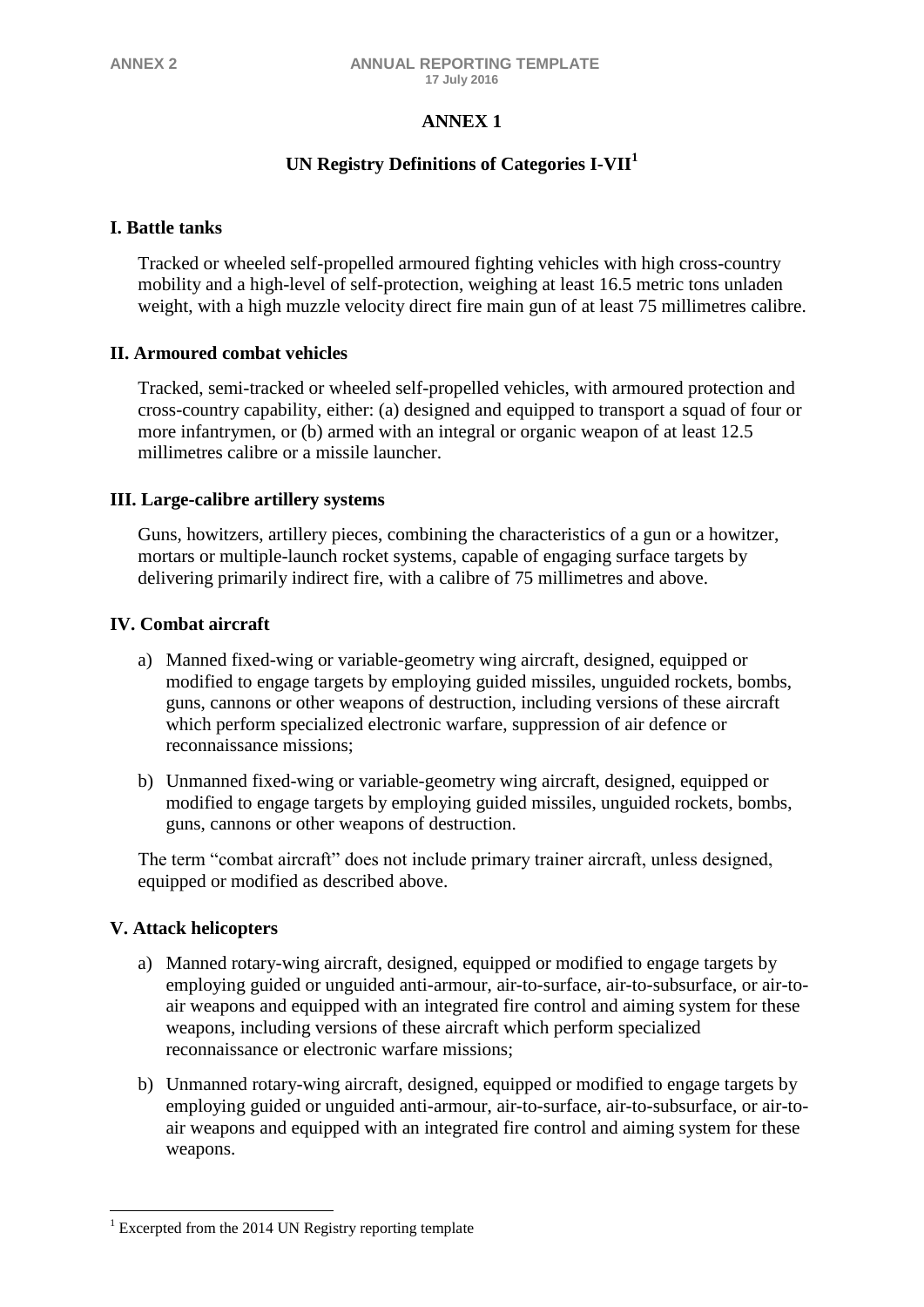# ANNEX 1

## UN Registry Definitions of Categories I-VII[1]

### I. Battle tanks

Tracked or wheeled self-propelled armoured fighting vehicles with high cross-country mobility and a high-level of self-protection, weighing at least 16.5 metric tons unladen weight, with a high muzzle velocity direct fire main gun of at least 75 millimetres calibre.

### II. Armoured combat vehicles

Tracked, semi-tracked or wheeled self-propelled vehicles, with armoured protection and cross-country capability, either: (a) designed and equipped to transport a squad of four or more infantrymen, or (b) armed with an integral or organic weapon of at least 12.5 millimetres calibre or a missile launcher.

### III. Large-calibre artillery systems

Guns, howitzers, artillery pieces, combining the characteristics of a gun or a howitzer, mortars or multiple-launch rocket systems, capable of engaging surface targets by delivering primarily indirect fire, with a calibre of 75 millimetres and above.

### IV. Combat aircraft

a) Manned fixed-wing or variable-geometry wing aircraft, designed, equipped or modified to engage targets by employing guided missiles, unguided rockets, bombs, guns, cannons or other weapons of destruction, including versions of these aircraft which perform specialized electronic warfare, suppression of air defence or reconnaissance missions;

b) Unmanned fixed-wing or variable-geometry wing aircraft, designed, equipped or modified to engage targets by employing guided missiles, unguided rockets, bombs, guns, cannons or other weapons of destruction.

The term "combat aircraft" does not include primary trainer aircraft, unless designed, equipped or modified as described above.

### V. Attack helicopters

a) Manned rotary-wing aircraft, designed, equipped or modified to engage targets by employing guided or unguided anti-armour, air-to-surface, air-to-subsurface, or air-to-air weapons and equipped with an integrated fire control and aiming system for these weapons, including versions of these aircraft which perform specialized reconnaissance or electronic warfare missions;

b) Unmanned rotary-wing aircraft, designed, equipped or modified to engage targets by employing guided or unguided anti-armour, air-to-surface, air-to-subsurface, or air-to-air weapons and equipped with an integrated fire control and aiming system for these weapons.

---

[1] Excerpted from the 2014 UN Registry reporting template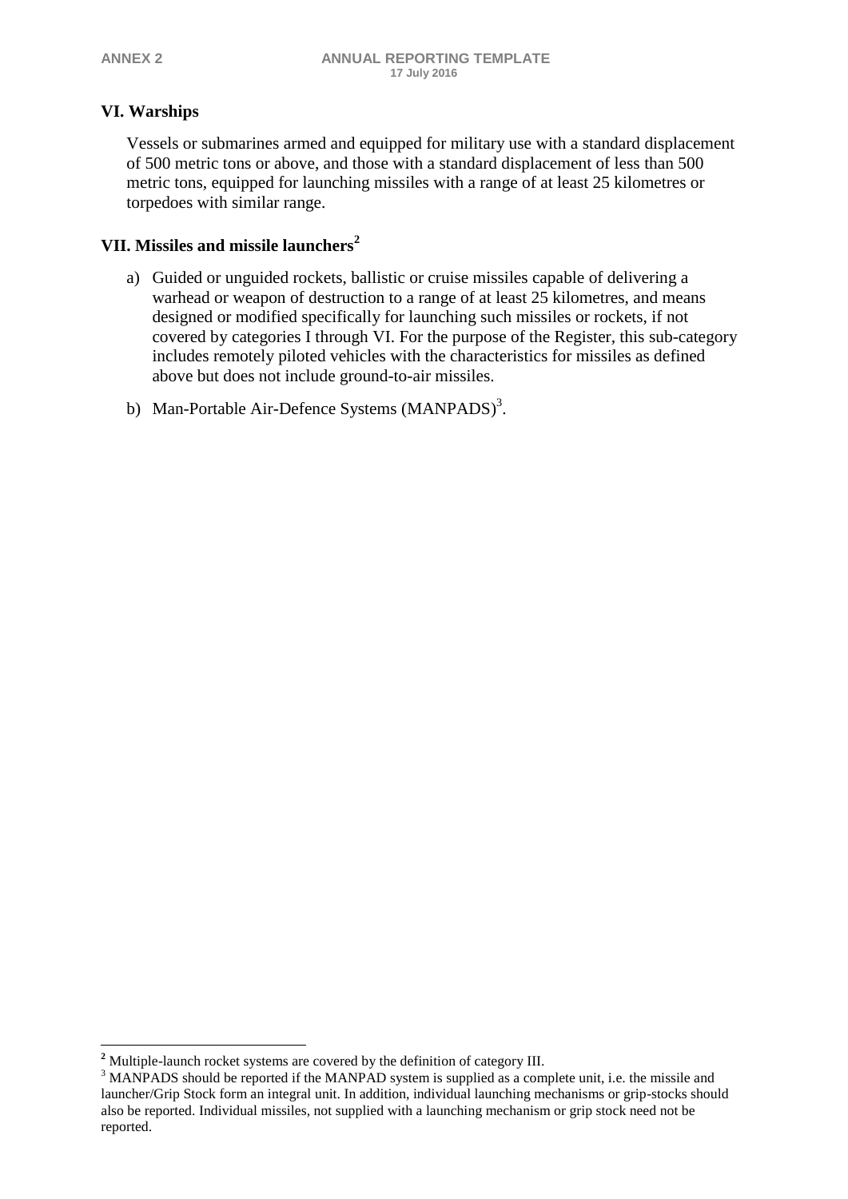## VI. Warships

Vessels or submarines armed and equipped for military use with a standard displacement of 500 metric tons or above, and those with a standard displacement of less than 500 metric tons, equipped for launching missiles with a range of at least 25 kilometres or torpedoes with similar range.

## VII. Missiles and missile launchers[2]

a) Guided or unguided rockets, ballistic or cruise missiles capable of delivering a warhead or weapon of destruction to a range of at least 25 kilometres, and means designed or modified specifically for launching such missiles or rockets, if not covered by categories I through VI. For the purpose of the Register, this sub-category includes remotely piloted vehicles with the characteristics for missiles as defined above but does not include ground-to-air missiles.

b) Man-Portable Air-Defence Systems (MANPADS)[3].

---

[2] Multiple-launch rocket systems are covered by the definition of category III.

[3] MANPADS should be reported if the MANPAD system is supplied as a complete unit, i.e. the missile and launcher/Grip Stock form an integral unit. In addition, individual launching mechanisms or grip-stocks should also be reported. Individual missiles, not supplied with a launching mechanism or grip stock need not be reported.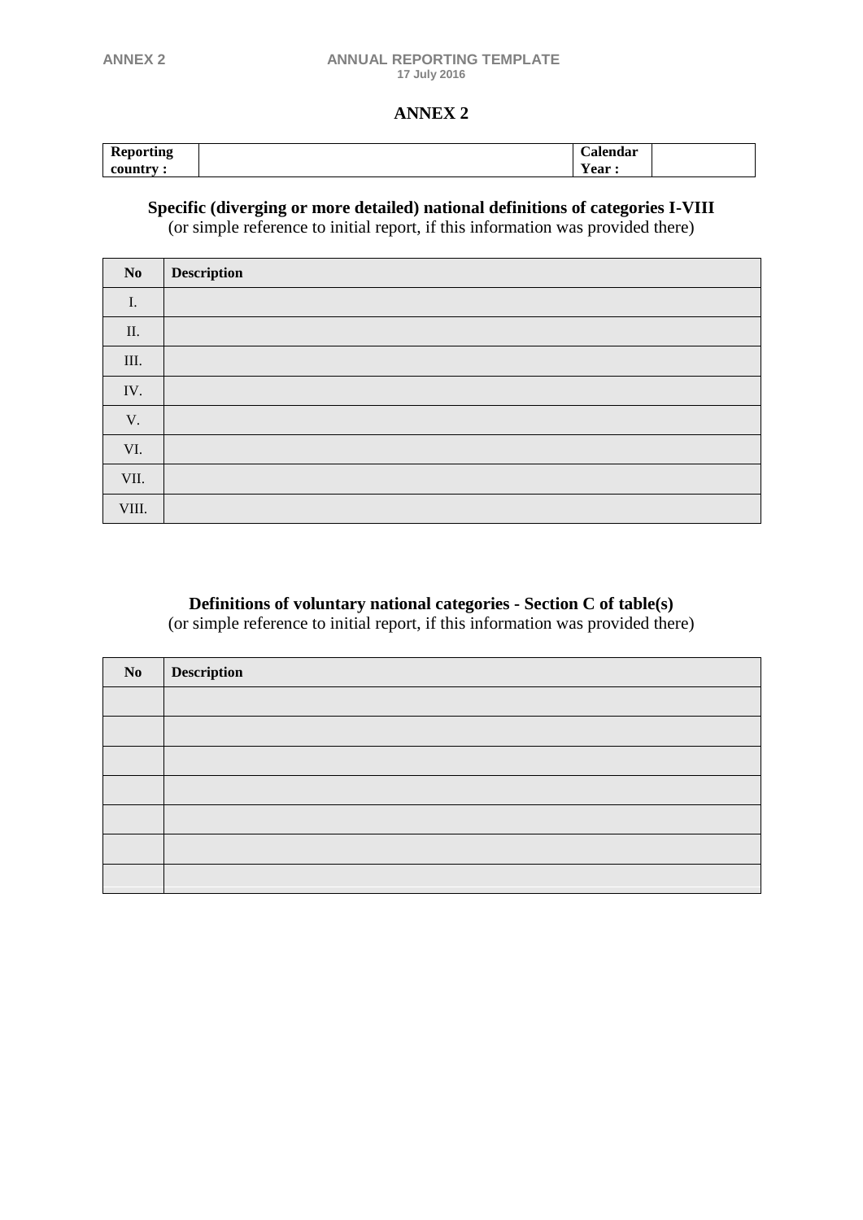# ANNEX 2

| Reporting country : | | Calendar Year : | |
|---|---|---|---|

**Specific (diverging or more detailed) national definitions of categories I-VIII**
(or simple reference to initial report, if this information was provided there)

| No | Description |
|---|---|
| I. | |
| II. | |
| III. | |
| IV. | |
| V. | |
| VI. | |
| VII. | |
| VIII. | |

**Definitions of voluntary national categories - Section C of table(s)**
(or simple reference to initial report, if this information was provided there)

| No | Description |
|---|---|
| | |
| | |
| | |
| | |
| | |
| | |
| | |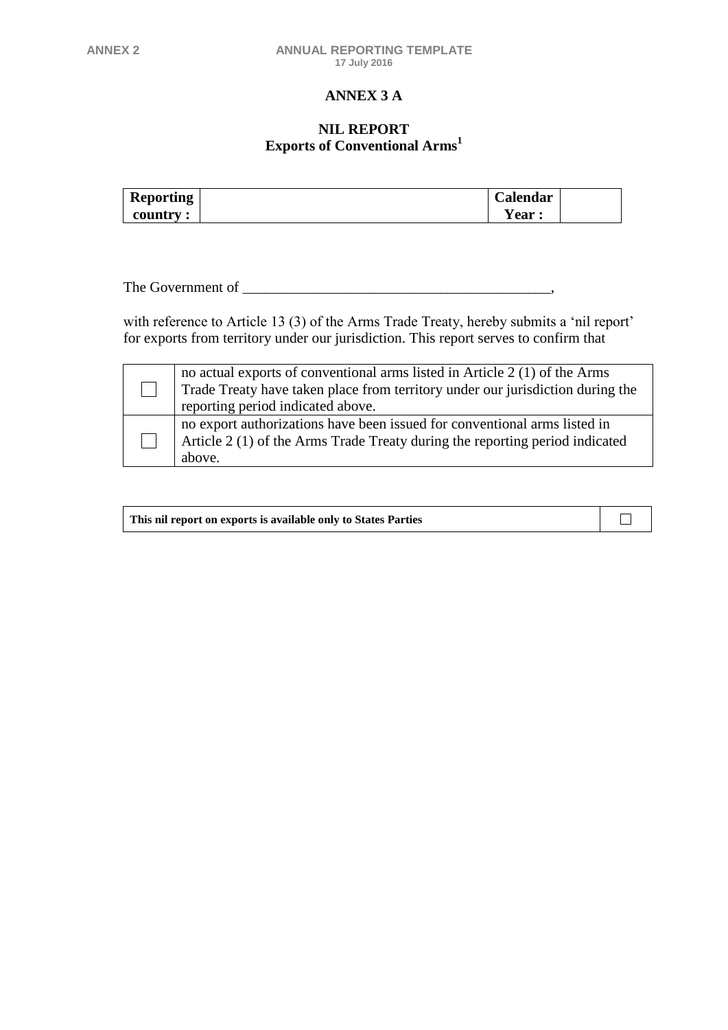# ANNEX 3 A

## NIL REPORT
## Exports of Conventional Arms[1]

| **Reporting country :** | | **Calendar Year :** | |
|---|---|---|---|

The Government of ___________________________________________,

with reference to Article 13 (3) of the Arms Trade Treaty, hereby submits a 'nil report' for exports from territory under our jurisdiction. This report serves to confirm that

| | |
|---|---|
| ☐ | no actual exports of conventional arms listed in Article 2 (1) of the Arms Trade Treaty have taken place from territory under our jurisdiction during the reporting period indicated above. |
| ☐ | no export authorizations have been issued for conventional arms listed in Article 2 (1) of the Arms Trade Treaty during the reporting period indicated above. |

| | |
|---|---|
| **This nil report on exports is available only to States Parties** | ☐ |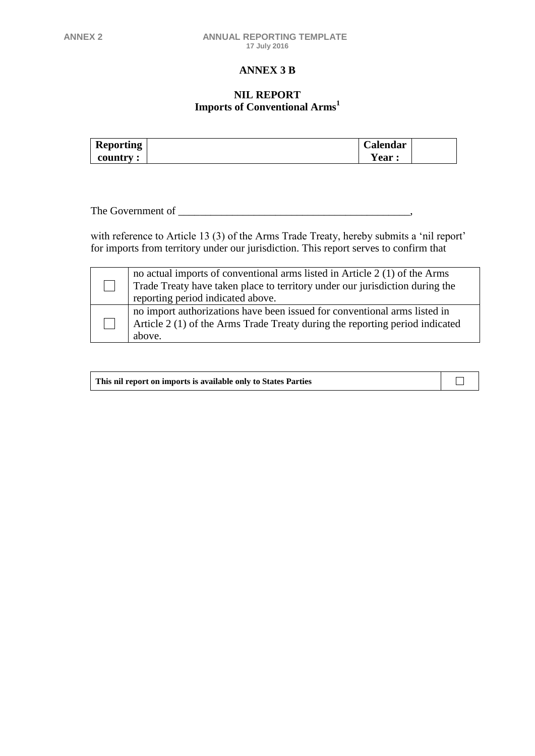# ANNEX 3 B

## NIL REPORT
## Imports of Conventional Arms[1]

| | | | |
|---|---|---|---|
| **Reporting country :** | | **Calendar Year :** | |

The Government of ___________________________________________,

with reference to Article 13 (3) of the Arms Trade Treaty, hereby submits a 'nil report' for imports from territory under our jurisdiction. This report serves to confirm that

| | |
|---|---|
| ☐ | no actual imports of conventional arms listed in Article 2 (1) of the Arms Trade Treaty have taken place to territory under our jurisdiction during the reporting period indicated above. |
| ☐ | no import authorizations have been issued for conventional arms listed in Article 2 (1) of the Arms Trade Treaty during the reporting period indicated above. |

| | |
|---|---|
| **This nil report on imports is available only to States Parties** | ☐ |